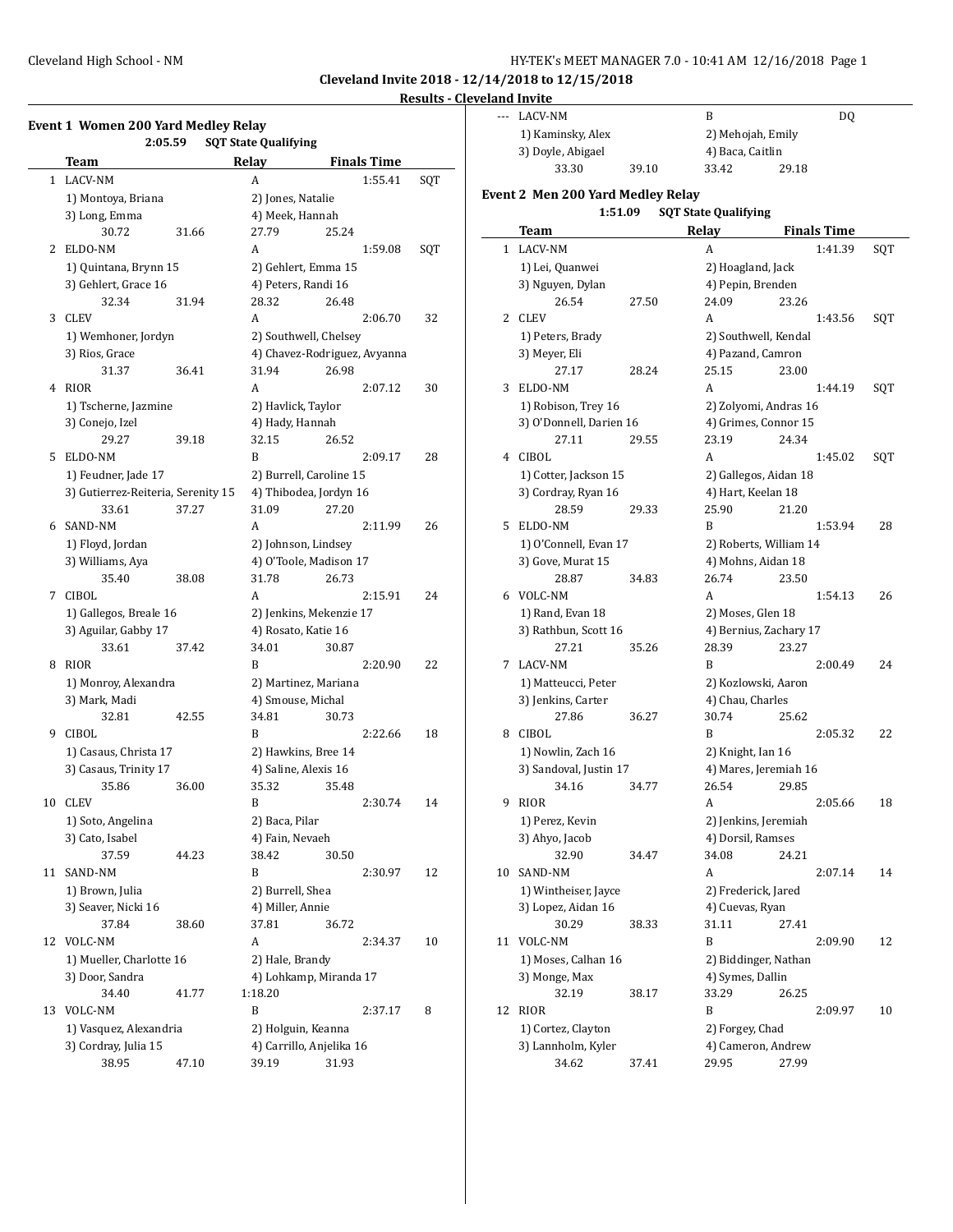Cleveland High School - NM

**Cleveland Invite 2018 - 12/14/2018 to 12/15/2018**

**Results - Cleveland Invite**

### Event 1 Women 200 Yard Medley Relay

**2:05.59 SQT State Qualifying**

| | Team | | Relay | | Finals Time | |
|---|---|---|---|---|---|---|
| 1 | LACV-NM | | A | | 1:55.41 | SQT |
| | 1) Montoya, Briana | | 2) Jones, Natalie | | | |
| | 3) Long, Emma | | 4) Meek, Hannah | | | |
| | 30.72 | 31.66 | 27.79 | 25.24 | | |
| 2 | ELDO-NM | | A | | 1:59.08 | SQT |
| | 1) Quintana, Brynn 15 | | 2) Gehlert, Emma 15 | | | |
| | 3) Gehlert, Grace 16 | | 4) Peters, Randi 16 | | | |
| | 32.34 | 31.94 | 28.32 | 26.48 | | |
| 3 | CLEV | | A | | 2:06.70 | 32 |
| | 1) Wemhoner, Jordyn | | 2) Southwell, Chelsey | | | |
| | 3) Rios, Grace | | 4) Chavez-Rodriguez, Avyanna | | | |
| | 31.37 | 36.41 | 31.94 | 26.98 | | |
| 4 | RIOR | | A | | 2:07.12 | 30 |
| | 1) Tscherne, Jazmine | | 2) Havlick, Taylor | | | |
| | 3) Conejo, Izel | | 4) Hady, Hannah | | | |
| | 29.27 | 39.18 | 32.15 | 26.52 | | |
| 5 | ELDO-NM | | B | | 2:09.17 | 28 |
| | 1) Feudner, Jade 17 | | 2) Burrell, Caroline 15 | | | |
| | 3) Gutierrez-Reiteria, Serenity 15 | | 4) Thibodea, Jordyn 16 | | | |
| | 33.61 | 37.27 | 31.09 | 27.20 | | |
| 6 | SAND-NM | | A | | 2:11.99 | 26 |
| | 1) Floyd, Jordan | | 2) Johnson, Lindsey | | | |
| | 3) Williams, Aya | | 4) O'Toole, Madison 17 | | | |
| | 35.40 | 38.08 | 31.78 | 26.73 | | |
| 7 | CIBOL | | A | | 2:15.91 | 24 |
| | 1) Gallegos, Breale 16 | | 2) Jenkins, Mekenzie 17 | | | |
| | 3) Aguilar, Gabby 17 | | 4) Rosato, Katie 16 | | | |
| | 33.61 | 37.42 | 34.01 | 30.87 | | |
| 8 | RIOR | | B | | 2:20.90 | 22 |
| | 1) Monroy, Alexandra | | 2) Martinez, Mariana | | | |
| | 3) Mark, Madi | | 4) Smouse, Michal | | | |
| | 32.81 | 42.55 | 34.81 | 30.73 | | |
| 9 | CIBOL | | B | | 2:22.66 | 18 |
| | 1) Casaus, Christa 17 | | 2) Hawkins, Bree 14 | | | |
| | 3) Casaus, Trinity 17 | | 4) Saline, Alexis 16 | | | |
| | 35.86 | 36.00 | 35.32 | 35.48 | | |
| 10 | CLEV | | B | | 2:30.74 | 14 |
| | 1) Soto, Angelina | | 2) Baca, Pilar | | | |
| | 3) Cato, Isabel | | 4) Fain, Nevaeh | | | |
| | 37.59 | 44.23 | 38.42 | 30.50 | | |
| 11 | SAND-NM | | B | | 2:30.97 | 12 |
| | 1) Brown, Julia | | 2) Burrell, Shea | | | |
| | 3) Seaver, Nicki 16 | | 4) Miller, Annie | | | |
| | 37.84 | 38.60 | 37.81 | 36.72 | | |
| 12 | VOLC-NM | | A | | 2:34.37 | 10 |
| | 1) Mueller, Charlotte 16 | | 2) Hale, Brandy | | | |
| | 3) Door, Sandra | | 4) Lohkamp, Miranda 17 | | | |
| | 34.40 | 41.77 | 1:18.20 | | | |
| 13 | VOLC-NM | | B | | 2:37.17 | 8 |
| | 1) Vasquez, Alexandria | | 2) Holguin, Keanna | | | |
| | 3) Cordray, Julia 15 | | 4) Carrillo, Anjelika 16 | | | |
| | 38.95 | 47.10 | 39.19 | 31.93 | | |
| --- | LACV-NM | | B | | DQ | |
| | 1) Kaminsky, Alex | | 2) Mehojah, Emily | | | |
| | 3) Doyle, Abigael | | 4) Baca, Caitlin | | | |
| | 33.30 | 39.10 | 33.42 | 29.18 | | |

### Event 2 Men 200 Yard Medley Relay

**1:51.09 SQT State Qualifying**

| | Team | | Relay | | Finals Time | |
|---|---|---|---|---|---|---|
| 1 | LACV-NM | | A | | 1:41.39 | SQT |
| | 1) Lei, Quanwei | | 2) Hoagland, Jack | | | |
| | 3) Nguyen, Dylan | | 4) Pepin, Brenden | | | |
| | 26.54 | 27.50 | 24.09 | 23.26 | | |
| 2 | CLEV | | A | | 1:43.56 | SQT |
| | 1) Peters, Brady | | 2) Southwell, Kendal | | | |
| | 3) Meyer, Eli | | 4) Pazand, Camron | | | |
| | 27.17 | 28.24 | 25.15 | 23.00 | | |
| 3 | ELDO-NM | | A | | 1:44.19 | SQT |
| | 1) Robison, Trey 16 | | 2) Zolyomi, Andras 16 | | | |
| | 3) O'Donnell, Darien 16 | | 4) Grimes, Connor 15 | | | |
| | 27.11 | 29.55 | 23.19 | 24.34 | | |
| 4 | CIBOL | | A | | 1:45.02 | SQT |
| | 1) Cotter, Jackson 15 | | 2) Gallegos, Aidan 18 | | | |
| | 3) Cordray, Ryan 16 | | 4) Hart, Keelan 18 | | | |
| | 28.59 | 29.33 | 25.90 | 21.20 | | |
| 5 | ELDO-NM | | B | | 1:53.94 | 28 |
| | 1) O'Connell, Evan 17 | | 2) Roberts, William 14 | | | |
| | 3) Gove, Murat 15 | | 4) Mohns, Aidan 18 | | | |
| | 28.87 | 34.83 | 26.74 | 23.50 | | |
| 6 | VOLC-NM | | A | | 1:54.13 | 26 |
| | 1) Rand, Evan 18 | | 2) Moses, Glen 18 | | | |
| | 3) Rathbun, Scott 16 | | 4) Bernius, Zachary 17 | | | |
| | 27.21 | 35.26 | 28.39 | 23.27 | | |
| 7 | LACV-NM | | B | | 2:00.49 | 24 |
| | 1) Matteucci, Peter | | 2) Kozlowski, Aaron | | | |
| | 3) Jenkins, Carter | | 4) Chau, Charles | | | |
| | 27.86 | 36.27 | 30.74 | 25.62 | | |
| 8 | CIBOL | | B | | 2:05.32 | 22 |
| | 1) Nowlin, Zach 16 | | 2) Knight, Ian 16 | | | |
| | 3) Sandoval, Justin 17 | | 4) Mares, Jeremiah 16 | | | |
| | 34.16 | 34.77 | 26.54 | 29.85 | | |
| 9 | RIOR | | A | | 2:05.66 | 18 |
| | 1) Perez, Kevin | | 2) Jenkins, Jeremiah | | | |
| | 3) Ahyo, Jacob | | 4) Dorsil, Ramses | | | |
| | 32.90 | 34.47 | 34.08 | 24.21 | | |
| 10 | SAND-NM | | A | | 2:07.14 | 14 |
| | 1) Wintheiser, Jayce | | 2) Frederick, Jared | | | |
| | 3) Lopez, Aidan 16 | | 4) Cuevas, Ryan | | | |
| | 30.29 | 38.33 | 31.11 | 27.41 | | |
| 11 | VOLC-NM | | B | | 2:09.90 | 12 |
| | 1) Moses, Calhan 16 | | 2) Biddinger, Nathan | | | |
| | 3) Monge, Max | | 4) Symes, Dallin | | | |
| | 32.19 | 38.17 | 33.29 | 26.25 | | |
| 12 | RIOR | | B | | 2:09.97 | 10 |
| | 1) Cortez, Clayton | | 2) Forgey, Chad | | | |
| | 3) Lannholm, Kyler | | 4) Cameron, Andrew | | | |
| | 34.62 | 37.41 | 29.95 | 27.99 | | |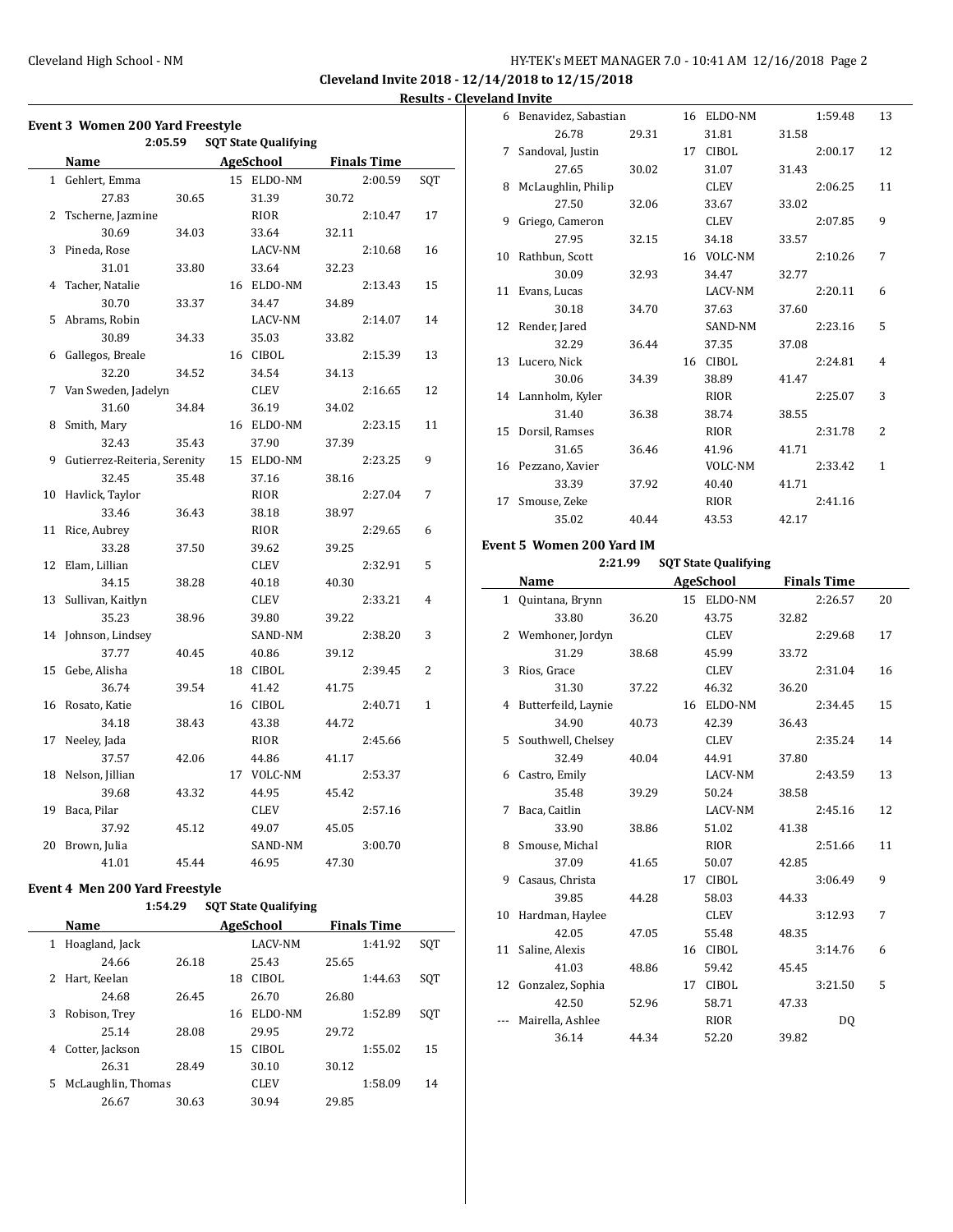**Cleveland Invite 2018 - 12/14/2018 to 12/15/2018**

**Results - Cleveland Invite**

### Event 3 Women 200 Yard Freestyle

2:05.59 SQT State Qualifying

| | Name | | Age | School | Finals Time | |
|---|---|---|---|---|---|---|
| 1 | Gehlert, Emma | | 15 | ELDO-NM | 2:00.59 | SQT |
| | 27.83 | 30.65 | 31.39 | 30.72 | | |
| 2 | Tscherne, Jazmine | | | RIOR | 2:10.47 | 17 |
| | 30.69 | 34.03 | 33.64 | 32.11 | | |
| 3 | Pineda, Rose | | | LACV-NM | 2:10.68 | 16 |
| | 31.01 | 33.80 | 33.64 | 32.23 | | |
| 4 | Tacher, Natalie | | 16 | ELDO-NM | 2:13.43 | 15 |
| | 30.70 | 33.37 | 34.47 | 34.89 | | |
| 5 | Abrams, Robin | | | LACV-NM | 2:14.07 | 14 |
| | 30.89 | 34.33 | 35.03 | 33.82 | | |
| 6 | Gallegos, Breale | | 16 | CIBOL | 2:15.39 | 13 |
| | 32.20 | 34.52 | 34.54 | 34.13 | | |
| 7 | Van Sweden, Jadelyn | | | CLEV | 2:16.65 | 12 |
| | 31.60 | 34.84 | 36.19 | 34.02 | | |
| 8 | Smith, Mary | | 16 | ELDO-NM | 2:23.15 | 11 |
| | 32.43 | 35.43 | 37.90 | 37.39 | | |
| 9 | Gutierrez-Reiteria, Serenity | | 15 | ELDO-NM | 2:23.25 | 9 |
| | 32.45 | 35.48 | 37.16 | 38.16 | | |
| 10 | Havlick, Taylor | | | RIOR | 2:27.04 | 7 |
| | 33.46 | 36.43 | 38.18 | 38.97 | | |
| 11 | Rice, Aubrey | | | RIOR | 2:29.65 | 6 |
| | 33.28 | 37.50 | 39.62 | 39.25 | | |
| 12 | Elam, Lillian | | | CLEV | 2:32.91 | 5 |
| | 34.15 | 38.28 | 40.18 | 40.30 | | |
| 13 | Sullivan, Kaitlyn | | | CLEV | 2:33.21 | 4 |
| | 35.23 | 38.96 | 39.80 | 39.22 | | |
| 14 | Johnson, Lindsey | | | SAND-NM | 2:38.20 | 3 |
| | 37.77 | 40.45 | 40.86 | 39.12 | | |
| 15 | Gebe, Alisha | | 18 | CIBOL | 2:39.45 | 2 |
| | 36.74 | 39.54 | 41.42 | 41.75 | | |
| 16 | Rosato, Katie | | 16 | CIBOL | 2:40.71 | 1 |
| | 34.18 | 38.43 | 43.38 | 44.72 | | |
| 17 | Neeley, Jada | | | RIOR | 2:45.66 | |
| | 37.57 | 42.06 | 44.86 | 41.17 | | |
| 18 | Nelson, Jillian | | 17 | VOLC-NM | 2:53.37 | |
| | 39.68 | 43.32 | 44.95 | 45.42 | | |
| 19 | Baca, Pilar | | | CLEV | 2:57.16 | |
| | 37.92 | 45.12 | 49.07 | 45.05 | | |
| 20 | Brown, Julia | | | SAND-NM | 3:00.70 | |
| | 41.01 | 45.44 | 46.95 | 47.30 | | |

### Event 4 Men 200 Yard Freestyle

1:54.29 SQT State Qualifying

| | Name | | Age | School | Finals Time | |
|---|---|---|---|---|---|---|
| 1 | Hoagland, Jack | | | LACV-NM | 1:41.92 | SQT |
| | 24.66 | 26.18 | 25.43 | 25.65 | | |
| 2 | Hart, Keelan | | 18 | CIBOL | 1:44.63 | SQT |
| | 24.68 | 26.45 | 26.70 | 26.80 | | |
| 3 | Robison, Trey | | 16 | ELDO-NM | 1:52.89 | SQT |
| | 25.14 | 28.08 | 29.95 | 29.72 | | |
| 4 | Cotter, Jackson | | 15 | CIBOL | 1:55.02 | 15 |
| | 26.31 | 28.49 | 30.10 | 30.12 | | |
| 5 | McLaughlin, Thomas | | | CLEV | 1:58.09 | 14 |
| | 26.67 | 30.63 | 30.94 | 29.85 | | |
| 6 | Benavidez, Sebastian | | 16 | ELDO-NM | 1:59.48 | 13 |
| | 26.78 | 29.31 | 31.81 | 31.58 | | |
| 7 | Sandoval, Justin | | 17 | CIBOL | 2:00.17 | 12 |
| | 27.65 | 30.02 | 31.07 | 31.43 | | |
| 8 | McLaughlin, Philip | | | CLEV | 2:06.25 | 11 |
| | 27.50 | 32.06 | 33.67 | 33.02 | | |
| 9 | Griego, Cameron | | | CLEV | 2:07.85 | 9 |
| | 27.95 | 32.15 | 34.18 | 33.57 | | |
| 10 | Rathbun, Scott | | 16 | VOLC-NM | 2:10.26 | 7 |
| | 30.09 | 32.93 | 34.47 | 32.77 | | |
| 11 | Evans, Lucas | | | LACV-NM | 2:20.11 | 6 |
| | 30.18 | 34.70 | 37.63 | 37.60 | | |
| 12 | Render, Jared | | | SAND-NM | 2:23.16 | 5 |
| | 32.29 | 36.44 | 37.35 | 37.08 | | |
| 13 | Lucero, Nick | | 16 | CIBOL | 2:24.81 | 4 |
| | 30.06 | 34.39 | 38.89 | 41.47 | | |
| 14 | Lannholm, Kyler | | | RIOR | 2:25.07 | 3 |
| | 31.40 | 36.38 | 38.74 | 38.55 | | |
| 15 | Dorsil, Ramses | | | RIOR | 2:31.78 | 2 |
| | 31.65 | 36.46 | 41.96 | 41.71 | | |
| 16 | Pezzano, Xavier | | | VOLC-NM | 2:33.42 | 1 |
| | 33.39 | 37.92 | 40.40 | 41.71 | | |
| 17 | Smouse, Zeke | | | RIOR | 2:41.16 | |
| | 35.02 | 40.44 | 43.53 | 42.17 | | |

### Event 5 Women 200 Yard IM

2:21.99 SQT State Qualifying

| | Name | | Age | School | Finals Time | |
|---|---|---|---|---|---|---|
| 1 | Quintana, Brynn | | 15 | ELDO-NM | 2:26.57 | 20 |
| | 33.80 | 36.20 | 43.75 | 32.82 | | |
| 2 | Wemhoner, Jordyn | | | CLEV | 2:29.68 | 17 |
| | 31.29 | 38.68 | 45.99 | 33.72 | | |
| 3 | Rios, Grace | | | CLEV | 2:31.04 | 16 |
| | 31.30 | 37.22 | 46.32 | 36.20 | | |
| 4 | Butterfeild, Laynie | | 16 | ELDO-NM | 2:34.45 | 15 |
| | 34.90 | 40.73 | 42.39 | 36.43 | | |
| 5 | Southwell, Chelsey | | | CLEV | 2:35.24 | 14 |
| | 32.49 | 40.04 | 44.91 | 37.80 | | |
| 6 | Castro, Emily | | | LACV-NM | 2:43.59 | 13 |
| | 35.48 | 39.29 | 50.24 | 38.58 | | |
| 7 | Baca, Caitlin | | | LACV-NM | 2:45.16 | 12 |
| | 33.90 | 38.86 | 51.02 | 41.38 | | |
| 8 | Smouse, Michal | | | RIOR | 2:51.66 | 11 |
| | 37.09 | 41.65 | 50.07 | 42.85 | | |
| 9 | Casaus, Christa | | 17 | CIBOL | 3:06.49 | 9 |
| | 39.85 | 44.28 | 58.03 | 44.33 | | |
| 10 | Hardman, Haylee | | | CLEV | 3:12.93 | 7 |
| | 42.05 | 47.05 | 55.48 | 48.35 | | |
| 11 | Saline, Alexis | | 16 | CIBOL | 3:14.76 | 6 |
| | 41.03 | 48.86 | 59.42 | 45.45 | | |
| 12 | Gonzalez, Sophia | | 17 | CIBOL | 3:21.50 | 5 |
| | 42.50 | 52.96 | 58.71 | 47.33 | | |
| --- | Mairella, Ashlee | | | RIOR | DQ | |
| | 36.14 | 44.34 | 52.20 | 39.82 | | |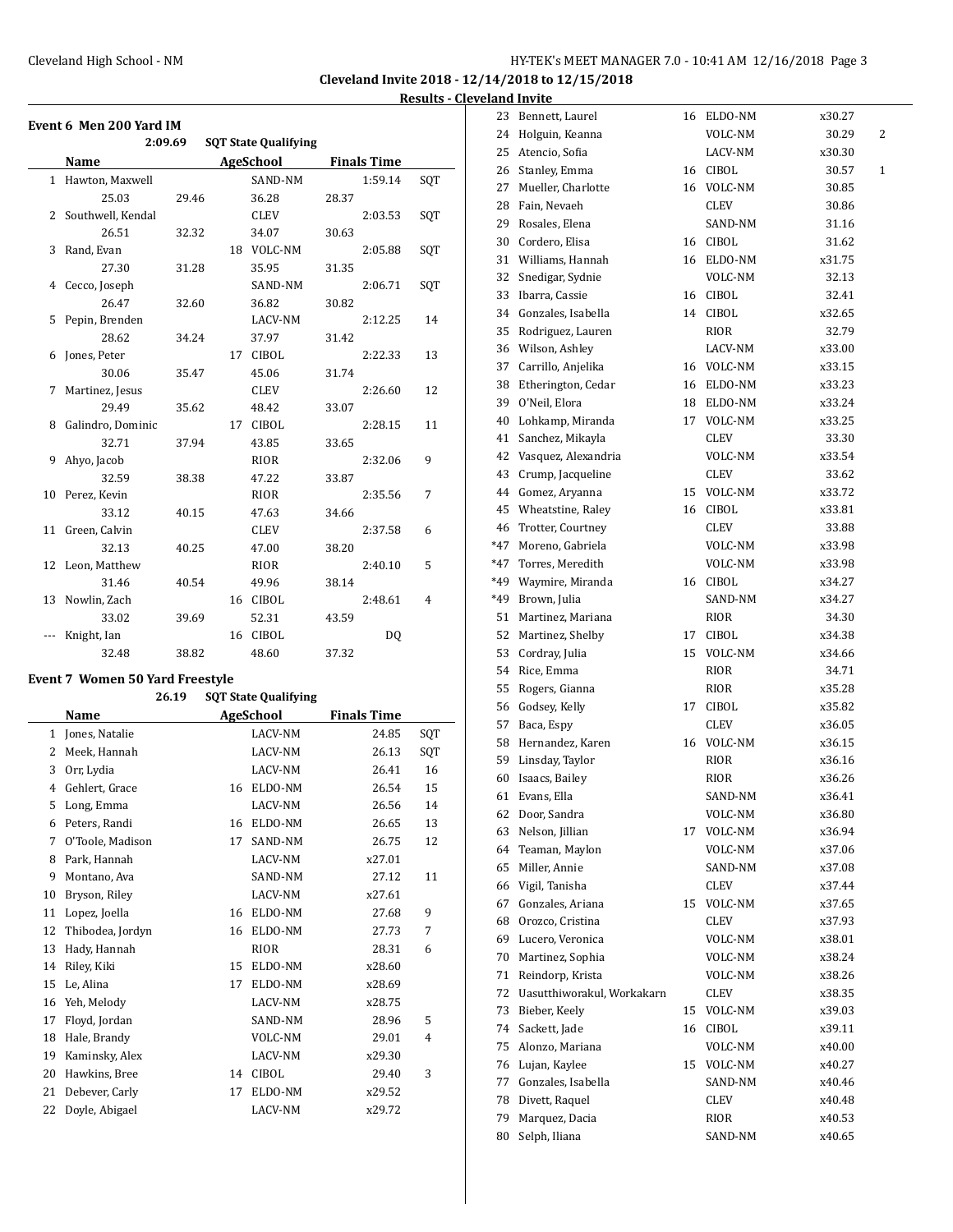**Cleveland Invite 2018 - 12/14/2018 to 12/15/2018**

**Results - Cleveland Invite**

### Event 6 Men 200 Yard IM

2:09.69 SQT State Qualifying

| | Name | Age | School | Finals Time | |
|---|---|---|---|---|---|
| 1 | Hawton, Maxwell | | SAND-NM | 1:59.14 | SQT |
| | 25.03 29.46 36.28 28.37 | | | | |
| 2 | Southwell, Kendal | | CLEV | 2:03.53 | SQT |
| | 26.51 32.32 34.07 30.63 | | | | |
| 3 | Rand, Evan | 18 | VOLC-NM | 2:05.88 | SQT |
| | 27.30 31.28 35.95 31.35 | | | | |
| 4 | Cecco, Joseph | | SAND-NM | 2:06.71 | SQT |
| | 26.47 32.60 36.82 30.82 | | | | |
| 5 | Pepin, Brenden | | LACV-NM | 2:12.25 | 14 |
| | 28.62 34.24 37.97 31.42 | | | | |
| 6 | Jones, Peter | 17 | CIBOL | 2:22.33 | 13 |
| | 30.06 35.47 45.06 31.74 | | | | |
| 7 | Martinez, Jesus | | CLEV | 2:26.60 | 12 |
| | 29.49 35.62 48.42 33.07 | | | | |
| 8 | Galindro, Dominic | 17 | CIBOL | 2:28.15 | 11 |
| | 32.71 37.94 43.85 33.65 | | | | |
| 9 | Ahyo, Jacob | | RIOR | 2:32.06 | 9 |
| | 32.59 38.38 47.22 33.87 | | | | |
| 10 | Perez, Kevin | | RIOR | 2:35.56 | 7 |
| | 33.12 40.15 47.63 34.66 | | | | |
| 11 | Green, Calvin | | CLEV | 2:37.58 | 6 |
| | 32.13 40.25 47.00 38.20 | | | | |
| 12 | Leon, Matthew | | RIOR | 2:40.10 | 5 |
| | 31.46 40.54 49.96 38.14 | | | | |
| 13 | Nowlin, Zach | 16 | CIBOL | 2:48.61 | 4 |
| | 33.02 39.69 52.31 43.59 | | | | |
| --- | Knight, Ian | 16 | CIBOL | DQ | |
| | 32.48 38.82 48.60 37.32 | | | | |

### Event 7 Women 50 Yard Freestyle

26.19 SQT State Qualifying

| | Name | Age | School | Finals Time | |
|---|---|---|---|---|---|
| 1 | Jones, Natalie | | LACV-NM | 24.85 | SQT |
| 2 | Meek, Hannah | | LACV-NM | 26.13 | SQT |
| 3 | Orr, Lydia | | LACV-NM | 26.41 | 16 |
| 4 | Gehlert, Grace | 16 | ELDO-NM | 26.54 | 15 |
| 5 | Long, Emma | | LACV-NM | 26.56 | 14 |
| 6 | Peters, Randi | 16 | ELDO-NM | 26.65 | 13 |
| 7 | O'Toole, Madison | 17 | SAND-NM | 26.75 | 12 |
| 8 | Park, Hannah | | LACV-NM | x27.01 | |
| 9 | Montano, Ava | | SAND-NM | 27.12 | 11 |
| 10 | Bryson, Riley | | LACV-NM | x27.61 | |
| 11 | Lopez, Joella | 16 | ELDO-NM | 27.68 | 9 |
| 12 | Thibodea, Jordyn | 16 | ELDO-NM | 27.73 | 7 |
| 13 | Hady, Hannah | | RIOR | 28.31 | 6 |
| 14 | Riley, Kiki | 15 | ELDO-NM | x28.60 | |
| 15 | Le, Alina | 17 | ELDO-NM | x28.69 | |
| 16 | Yeh, Melody | | LACV-NM | x28.75 | |
| 17 | Floyd, Jordan | | SAND-NM | 28.96 | 5 |
| 18 | Hale, Brandy | | VOLC-NM | 29.01 | 4 |
| 19 | Kaminsky, Alex | | LACV-NM | x29.30 | |
| 20 | Hawkins, Bree | 14 | CIBOL | 29.40 | 3 |
| 21 | Debever, Carly | 17 | ELDO-NM | x29.52 | |
| 22 | Doyle, Abigael | | LACV-NM | x29.72 | |
| 23 | Bennett, Laurel | 16 | ELDO-NM | x30.27 | |
| 24 | Holguin, Keanna | | VOLC-NM | 30.29 | 2 |
| 25 | Atencio, Sofia | | LACV-NM | x30.30 | |
| 26 | Stanley, Emma | 16 | CIBOL | 30.57 | 1 |
| 27 | Mueller, Charlotte | 16 | VOLC-NM | 30.85 | |
| 28 | Fain, Nevaeh | | CLEV | 30.86 | |
| 29 | Rosales, Elena | | SAND-NM | 31.16 | |
| 30 | Cordero, Elisa | 16 | CIBOL | 31.62 | |
| 31 | Williams, Hannah | 16 | ELDO-NM | x31.75 | |
| 32 | Snedigar, Sydnie | | VOLC-NM | 32.13 | |
| 33 | Ibarra, Cassie | 16 | CIBOL | 32.41 | |
| 34 | Gonzales, Isabella | 14 | CIBOL | x32.65 | |
| 35 | Rodriguez, Lauren | | RIOR | 32.79 | |
| 36 | Wilson, Ashley | | LACV-NM | x33.00 | |
| 37 | Carrillo, Anjelika | 16 | VOLC-NM | x33.15 | |
| 38 | Etherington, Cedar | 16 | ELDO-NM | x33.23 | |
| 39 | O'Neil, Elora | 18 | ELDO-NM | x33.24 | |
| 40 | Lohkamp, Miranda | 17 | VOLC-NM | x33.25 | |
| 41 | Sanchez, Mikayla | | CLEV | 33.30 | |
| 42 | Vasquez, Alexandria | | VOLC-NM | x33.54 | |
| 43 | Crump, Jacqueline | | CLEV | 33.62 | |
| 44 | Gomez, Aryanna | 15 | VOLC-NM | x33.72 | |
| 45 | Wheatstine, Raley | 16 | CIBOL | x33.81 | |
| 46 | Trotter, Courtney | | CLEV | 33.88 | |
| *47 | Moreno, Gabriela | | VOLC-NM | x33.98 | |
| *47 | Torres, Meredith | | VOLC-NM | x33.98 | |
| *49 | Waymire, Miranda | 16 | CIBOL | x34.27 | |
| *49 | Brown, Julia | | SAND-NM | x34.27 | |
| 51 | Martinez, Mariana | | RIOR | 34.30 | |
| 52 | Martinez, Shelby | 17 | CIBOL | x34.38 | |
| 53 | Cordray, Julia | 15 | VOLC-NM | x34.66 | |
| 54 | Rice, Emma | | RIOR | 34.71 | |
| 55 | Rogers, Gianna | | RIOR | x35.28 | |
| 56 | Godsey, Kelly | 17 | CIBOL | x35.82 | |
| 57 | Baca, Espy | | CLEV | x36.05 | |
| 58 | Hernandez, Karen | 16 | VOLC-NM | x36.15 | |
| 59 | Linsday, Taylor | | RIOR | x36.16 | |
| 60 | Isaacs, Bailey | | RIOR | x36.26 | |
| 61 | Evans, Ella | | SAND-NM | x36.41 | |
| 62 | Door, Sandra | | VOLC-NM | x36.80 | |
| 63 | Nelson, Jillian | 17 | VOLC-NM | x36.94 | |
| 64 | Teaman, Maylon | | VOLC-NM | x37.06 | |
| 65 | Miller, Annie | | SAND-NM | x37.08 | |
| 66 | Vigil, Tanisha | | CLEV | x37.44 | |
| 67 | Gonzales, Ariana | 15 | VOLC-NM | x37.65 | |
| 68 | Orozco, Cristina | | CLEV | x37.93 | |
| 69 | Lucero, Veronica | | VOLC-NM | x38.01 | |
| 70 | Martinez, Sophia | | VOLC-NM | x38.24 | |
| 71 | Reindorp, Krista | | VOLC-NM | x38.26 | |
| 72 | Uasutthiworakul, Workakarn | | CLEV | x38.35 | |
| 73 | Bieber, Keely | 15 | VOLC-NM | x39.03 | |
| 74 | Sackett, Jade | 16 | CIBOL | x39.11 | |
| 75 | Alonzo, Mariana | | VOLC-NM | x40.00 | |
| 76 | Lujan, Kaylee | 15 | VOLC-NM | x40.27 | |
| 77 | Gonzales, Isabella | | SAND-NM | x40.46 | |
| 78 | Divett, Raquel | | CLEV | x40.48 | |
| 79 | Marquez, Dacia | | RIOR | x40.53 | |
| 80 | Selph, Iliana | | SAND-NM | x40.65 | |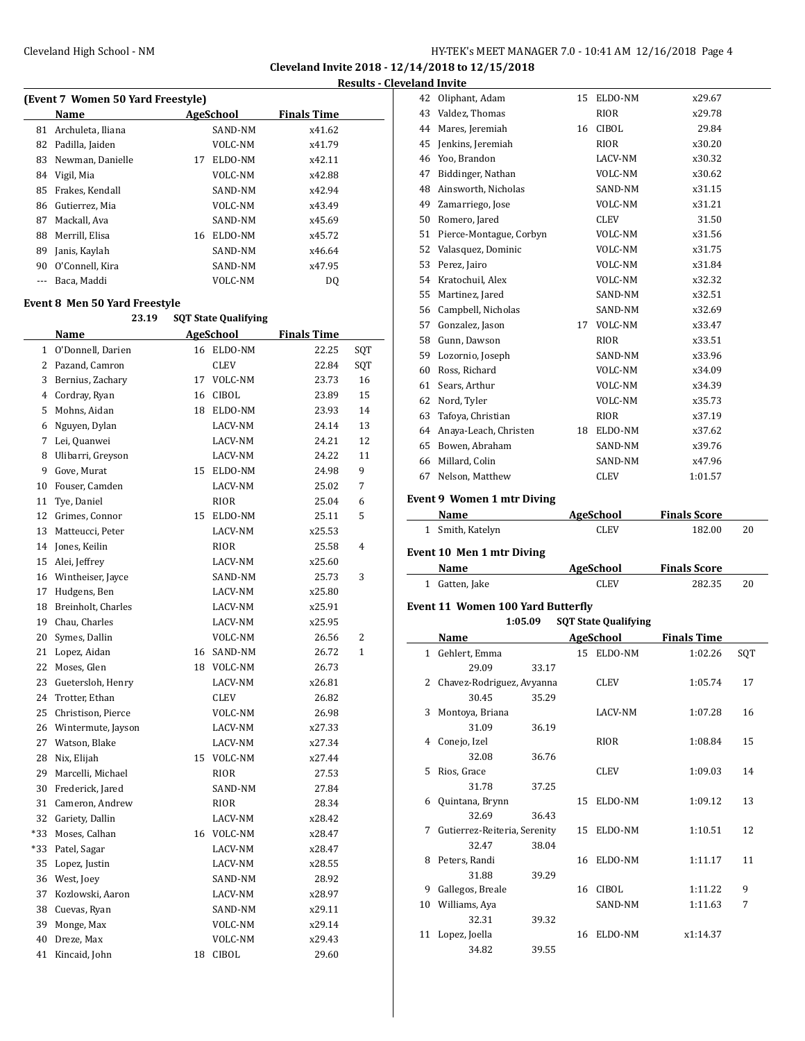Cleveland Invite 2018 - 12/14/2018 to 12/15/2018

Results - Cleveland Invite

### (Event 7 Women 50 Yard Freestyle)

| | Name | Age | School | Finals Time | |
|---|---|---|---|---|---|
| 81 | Archuleta, Iliana | | SAND-NM | x41.62 | |
| 82 | Padilla, Jaiden | | VOLC-NM | x41.79 | |
| 83 | Newman, Danielle | 17 | ELDO-NM | x42.11 | |
| 84 | Vigil, Mia | | VOLC-NM | x42.88 | |
| 85 | Frakes, Kendall | | SAND-NM | x42.94 | |
| 86 | Gutierrez, Mia | | VOLC-NM | x43.49 | |
| 87 | Mackall, Ava | | SAND-NM | x45.69 | |
| 88 | Merrill, Elisa | 16 | ELDO-NM | x45.72 | |
| 89 | Janis, Kaylah | | SAND-NM | x46.64 | |
| 90 | O'Connell, Kira | | SAND-NM | x47.95 | |
| --- | Baca, Maddi | | VOLC-NM | DQ | |

### Event 8 Men 50 Yard Freestyle

23.19 SQT State Qualifying

| | Name | Age | School | Finals Time | |
|---|---|---|---|---|---|
| 1 | O'Donnell, Darien | 16 | ELDO-NM | 22.25 | SQT |
| 2 | Pazand, Camron | | CLEV | 22.84 | SQT |
| 3 | Bernius, Zachary | 17 | VOLC-NM | 23.73 | 16 |
| 4 | Cordray, Ryan | 16 | CIBOL | 23.89 | 15 |
| 5 | Mohns, Aidan | 18 | ELDO-NM | 23.93 | 14 |
| 6 | Nguyen, Dylan | | LACV-NM | 24.14 | 13 |
| 7 | Lei, Quanwei | | LACV-NM | 24.21 | 12 |
| 8 | Ulibarri, Greyson | | LACV-NM | 24.22 | 11 |
| 9 | Gove, Murat | 15 | ELDO-NM | 24.98 | 9 |
| 10 | Fouser, Camden | | LACV-NM | 25.02 | 7 |
| 11 | Tye, Daniel | | RIOR | 25.04 | 6 |
| 12 | Grimes, Connor | 15 | ELDO-NM | 25.11 | 5 |
| 13 | Matteucci, Peter | | LACV-NM | x25.53 | |
| 14 | Jones, Keilin | | RIOR | 25.58 | 4 |
| 15 | Alei, Jeffrey | | LACV-NM | x25.60 | |
| 16 | Wintheiser, Jayce | | SAND-NM | 25.73 | 3 |
| 17 | Hudgens, Ben | | LACV-NM | x25.80 | |
| 18 | Breinholt, Charles | | LACV-NM | x25.91 | |
| 19 | Chau, Charles | | LACV-NM | x25.95 | |
| 20 | Symes, Dallin | | VOLC-NM | 26.56 | 2 |
| 21 | Lopez, Aidan | 16 | SAND-NM | 26.72 | 1 |
| 22 | Moses, Glen | 18 | VOLC-NM | 26.73 | |
| 23 | Guetersloh, Henry | | LACV-NM | x26.81 | |
| 24 | Trotter, Ethan | | CLEV | 26.82 | |
| 25 | Christison, Pierce | | VOLC-NM | 26.98 | |
| 26 | Wintermute, Jayson | | LACV-NM | x27.33 | |
| 27 | Watson, Blake | | LACV-NM | x27.34 | |
| 28 | Nix, Elijah | 15 | VOLC-NM | x27.44 | |
| 29 | Marcelli, Michael | | RIOR | 27.53 | |
| 30 | Frederick, Jared | | SAND-NM | 27.84 | |
| 31 | Cameron, Andrew | | RIOR | 28.34 | |
| 32 | Gariety, Dallin | | LACV-NM | x28.42 | |
| *33 | Moses, Calhan | 16 | VOLC-NM | x28.47 | |
| *33 | Patel, Sagar | | LACV-NM | x28.47 | |
| 35 | Lopez, Justin | | LACV-NM | x28.55 | |
| 36 | West, Joey | | SAND-NM | 28.92 | |
| 37 | Kozlowski, Aaron | | LACV-NM | x28.97 | |
| 38 | Cuevas, Ryan | | SAND-NM | x29.11 | |
| 39 | Monge, Max | | VOLC-NM | x29.14 | |
| 40 | Dreze, Max | | VOLC-NM | x29.43 | |
| 41 | Kincaid, John | 18 | CIBOL | 29.60 | |
| 42 | Oliphant, Adam | 15 | ELDO-NM | x29.67 | |
| 43 | Valdez, Thomas | | RIOR | x29.78 | |
| 44 | Mares, Jeremiah | 16 | CIBOL | 29.84 | |
| 45 | Jenkins, Jeremiah | | RIOR | x30.20 | |
| 46 | Yoo, Brandon | | LACV-NM | x30.32 | |
| 47 | Biddinger, Nathan | | VOLC-NM | x30.62 | |
| 48 | Ainsworth, Nicholas | | SAND-NM | x31.15 | |
| 49 | Zamarriego, Jose | | VOLC-NM | x31.21 | |
| 50 | Romero, Jared | | CLEV | 31.50 | |
| 51 | Pierce-Montague, Corbyn | | VOLC-NM | x31.56 | |
| 52 | Valasquez, Dominic | | VOLC-NM | x31.75 | |
| 53 | Perez, Jairo | | VOLC-NM | x31.84 | |
| 54 | Kratochuil, Alex | | VOLC-NM | x32.32 | |
| 55 | Martinez, Jared | | SAND-NM | x32.51 | |
| 56 | Campbell, Nicholas | | SAND-NM | x32.69 | |
| 57 | Gonzalez, Jason | 17 | VOLC-NM | x33.47 | |
| 58 | Gunn, Dawson | | RIOR | x33.51 | |
| 59 | Lozornio, Joseph | | SAND-NM | x33.96 | |
| 60 | Ross, Richard | | VOLC-NM | x34.09 | |
| 61 | Sears, Arthur | | VOLC-NM | x34.39 | |
| 62 | Nord, Tyler | | VOLC-NM | x35.73 | |
| 63 | Tafoya, Christian | | RIOR | x37.19 | |
| 64 | Anaya-Leach, Christen | 18 | ELDO-NM | x37.62 | |
| 65 | Bowen, Abraham | | SAND-NM | x39.76 | |
| 66 | Millard, Colin | | SAND-NM | x47.96 | |
| 67 | Nelson, Matthew | | CLEV | 1:01.57 | |

### Event 9 Women 1 mtr Diving

| | Name | Age | School | Finals Score | |
|---|---|---|---|---|---|
| 1 | Smith, Katelyn | | CLEV | 182.00 | 20 |

### Event 10 Men 1 mtr Diving

| | Name | Age | School | Finals Score | |
|---|---|---|---|---|---|
| 1 | Gatten, Jake | | CLEV | 282.35 | 20 |

### Event 11 Women 100 Yard Butterfly

1:05.09 SQT State Qualifying

| | Name | Age | School | Finals Time | |
|---|---|---|---|---|---|
| 1 | Gehlert, Emma | 15 | ELDO-NM | 1:02.26 | SQT |
| | 29.09 33.17 | | | | |
| 2 | Chavez-Rodriguez, Avyanna | | CLEV | 1:05.74 | 17 |
| | 30.45 35.29 | | | | |
| 3 | Montoya, Briana | | LACV-NM | 1:07.28 | 16 |
| | 31.09 36.19 | | | | |
| 4 | Conejo, Izel | | RIOR | 1:08.84 | 15 |
| | 32.08 36.76 | | | | |
| 5 | Rios, Grace | | CLEV | 1:09.03 | 14 |
| | 31.78 37.25 | | | | |
| 6 | Quintana, Brynn | 15 | ELDO-NM | 1:09.12 | 13 |
| | 32.69 36.43 | | | | |
| 7 | Gutierrez-Reiteria, Serenity | 15 | ELDO-NM | 1:10.51 | 12 |
| | 32.47 38.04 | | | | |
| 8 | Peters, Randi | 16 | ELDO-NM | 1:11.17 | 11 |
| | 31.88 39.29 | | | | |
| 9 | Gallegos, Breale | 16 | CIBOL | 1:11.22 | 9 |
| 10 | Williams, Aya | | SAND-NM | 1:11.63 | 7 |
| | 32.31 39.32 | | | | |
| 11 | Lopez, Joella | 16 | ELDO-NM | x1:14.37 | |
| | 34.82 39.55 | | | | |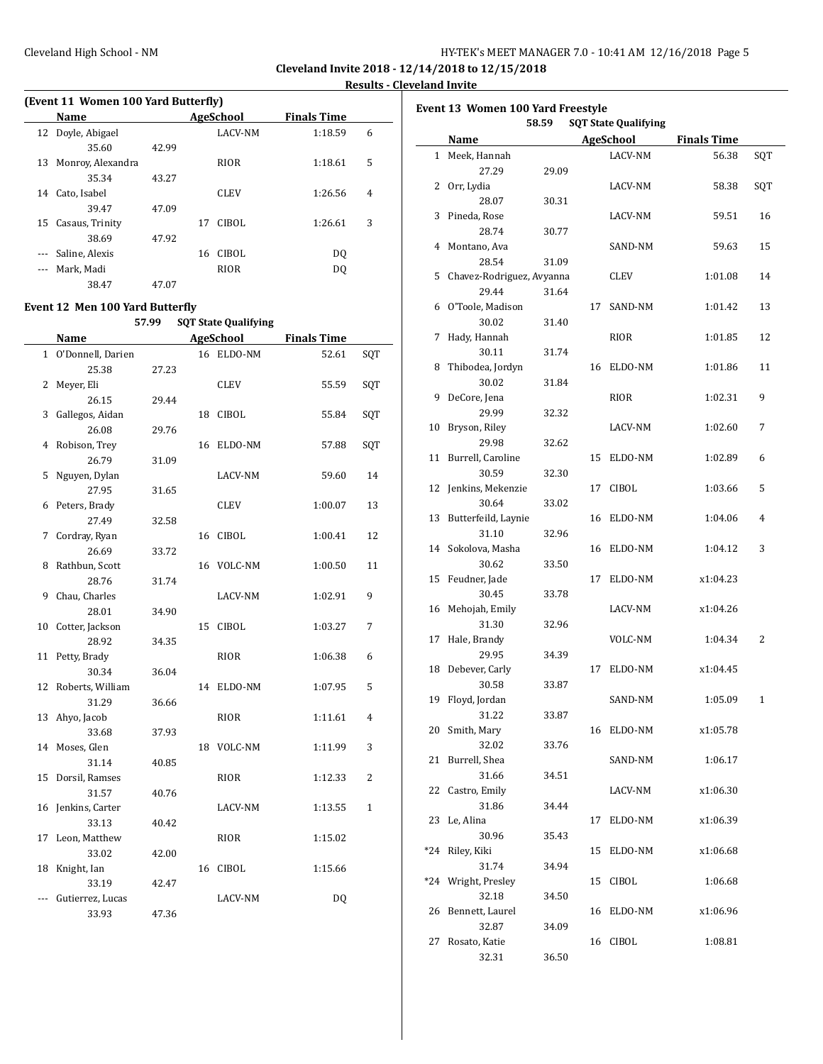**Cleveland Invite 2018 - 12/14/2018 to 12/15/2018**

**Results - Cleveland Invite**

### (Event 11 Women 100 Yard Butterfly)

| | Name | Age | School | Finals Time | Points |
|---|---|---|---|---|---|
| 12 | Doyle, Abigael | | LACV-NM | 1:18.59 | 6 |
| | 35.60 | 42.99 | | | |
| 13 | Monroy, Alexandra | | RIOR | 1:18.61 | 5 |
| | 35.34 | 43.27 | | | |
| 14 | Cato, Isabel | | CLEV | 1:26.56 | 4 |
| | 39.47 | 47.09 | | | |
| 15 | Casaus, Trinity | 17 | CIBOL | 1:26.61 | 3 |
| | 38.69 | 47.92 | | | |
| --- | Saline, Alexis | 16 | CIBOL | DQ | |
| --- | Mark, Madi | | RIOR | DQ | |
| | 38.47 | 47.07 | | | |

### Event 12 Men 100 Yard Butterfly

57.99 SQT State Qualifying

| | Name | Age | School | Finals Time | Points |
|---|---|---|---|---|---|
| 1 | O'Donnell, Darien | 16 | ELDO-NM | 52.61 | SQT |
| | 25.38 | 27.23 | | | |
| 2 | Meyer, Eli | | CLEV | 55.59 | SQT |
| | 26.15 | 29.44 | | | |
| 3 | Gallegos, Aidan | 18 | CIBOL | 55.84 | SQT |
| | 26.08 | 29.76 | | | |
| 4 | Robison, Trey | 16 | ELDO-NM | 57.88 | SQT |
| | 26.79 | 31.09 | | | |
| 5 | Nguyen, Dylan | | LACV-NM | 59.60 | 14 |
| | 27.95 | 31.65 | | | |
| 6 | Peters, Brady | | CLEV | 1:00.07 | 13 |
| | 27.49 | 32.58 | | | |
| 7 | Cordray, Ryan | 16 | CIBOL | 1:00.41 | 12 |
| | 26.69 | 33.72 | | | |
| 8 | Rathbun, Scott | 16 | VOLC-NM | 1:00.50 | 11 |
| | 28.76 | 31.74 | | | |
| 9 | Chau, Charles | | LACV-NM | 1:02.91 | 9 |
| | 28.01 | 34.90 | | | |
| 10 | Cotter, Jackson | 15 | CIBOL | 1:03.27 | 7 |
| | 28.92 | 34.35 | | | |
| 11 | Petty, Brady | | RIOR | 1:06.38 | 6 |
| | 30.34 | 36.04 | | | |
| 12 | Roberts, William | 14 | ELDO-NM | 1:07.95 | 5 |
| | 31.29 | 36.66 | | | |
| 13 | Ahyo, Jacob | | RIOR | 1:11.61 | 4 |
| | 33.68 | 37.93 | | | |
| 14 | Moses, Glen | 18 | VOLC-NM | 1:11.99 | 3 |
| | 31.14 | 40.85 | | | |
| 15 | Dorsil, Ramses | | RIOR | 1:12.33 | 2 |
| | 31.57 | 40.76 | | | |
| 16 | Jenkins, Carter | | LACV-NM | 1:13.55 | 1 |
| | 33.13 | 40.42 | | | |
| 17 | Leon, Matthew | | RIOR | 1:15.02 | |
| | 33.02 | 42.00 | | | |
| 18 | Knight, Ian | 16 | CIBOL | 1:15.66 | |
| | 33.19 | 42.47 | | | |
| --- | Gutierrez, Lucas | | LACV-NM | DQ | |
| | 33.93 | 47.36 | | | |

### Event 13 Women 100 Yard Freestyle

58.59 SQT State Qualifying

| | Name | Age | School | Finals Time | Points |
|---|---|---|---|---|---|
| 1 | Meek, Hannah | | LACV-NM | 56.38 | SQT |
| | 27.29 | 29.09 | | | |
| 2 | Orr, Lydia | | LACV-NM | 58.38 | SQT |
| | 28.07 | 30.31 | | | |
| 3 | Pineda, Rose | | LACV-NM | 59.51 | 16 |
| | 28.74 | 30.77 | | | |
| 4 | Montano, Ava | | SAND-NM | 59.63 | 15 |
| | 28.54 | 31.09 | | | |
| 5 | Chavez-Rodriguez, Avyanna | | CLEV | 1:01.08 | 14 |
| | 29.44 | 31.64 | | | |
| 6 | O'Toole, Madison | 17 | SAND-NM | 1:01.42 | 13 |
| | 30.02 | 31.40 | | | |
| 7 | Hady, Hannah | | RIOR | 1:01.85 | 12 |
| | 30.11 | 31.74 | | | |
| 8 | Thibodea, Jordyn | 16 | ELDO-NM | 1:01.86 | 11 |
| | 30.02 | 31.84 | | | |
| 9 | DeCore, Jena | | RIOR | 1:02.31 | 9 |
| | 29.99 | 32.32 | | | |
| 10 | Bryson, Riley | | LACV-NM | 1:02.60 | 7 |
| | 29.98 | 32.62 | | | |
| 11 | Burrell, Caroline | 15 | ELDO-NM | 1:02.89 | 6 |
| | 30.59 | 32.30 | | | |
| 12 | Jenkins, Mekenzie | 17 | CIBOL | 1:03.66 | 5 |
| | 30.64 | 33.02 | | | |
| 13 | Butterfeild, Laynie | 16 | ELDO-NM | 1:04.06 | 4 |
| | 31.10 | 32.96 | | | |
| 14 | Sokolova, Masha | 16 | ELDO-NM | 1:04.12 | 3 |
| | 30.62 | 33.50 | | | |
| 15 | Feudner, Jade | 17 | ELDO-NM | x1:04.23 | |
| | 30.45 | 33.78 | | | |
| 16 | Mehojah, Emily | | LACV-NM | x1:04.26 | |
| | 31.30 | 32.96 | | | |
| 17 | Hale, Brandy | | VOLC-NM | 1:04.34 | 2 |
| | 29.95 | 34.39 | | | |
| 18 | Debever, Carly | 17 | ELDO-NM | x1:04.45 | |
| | 30.58 | 33.87 | | | |
| 19 | Floyd, Jordan | | SAND-NM | 1:05.09 | 1 |
| | 31.22 | 33.87 | | | |
| 20 | Smith, Mary | 16 | ELDO-NM | x1:05.78 | |
| | 32.02 | 33.76 | | | |
| 21 | Burrell, Shea | | SAND-NM | 1:06.17 | |
| | 31.66 | 34.51 | | | |
| 22 | Castro, Emily | | LACV-NM | x1:06.30 | |
| | 31.86 | 34.44 | | | |
| 23 | Le, Alina | 17 | ELDO-NM | x1:06.39 | |
| | 30.96 | 35.43 | | | |
| *24 | Riley, Kiki | 15 | ELDO-NM | x1:06.68 | |
| | 31.74 | 34.94 | | | |
| *24 | Wright, Presley | 15 | CIBOL | 1:06.68 | |
| | 32.18 | 34.50 | | | |
| 26 | Bennett, Laurel | 16 | ELDO-NM | x1:06.96 | |
| | 32.87 | 34.09 | | | |
| 27 | Rosato, Katie | 16 | CIBOL | 1:08.81 | |
| | 32.31 | 36.50 | | | |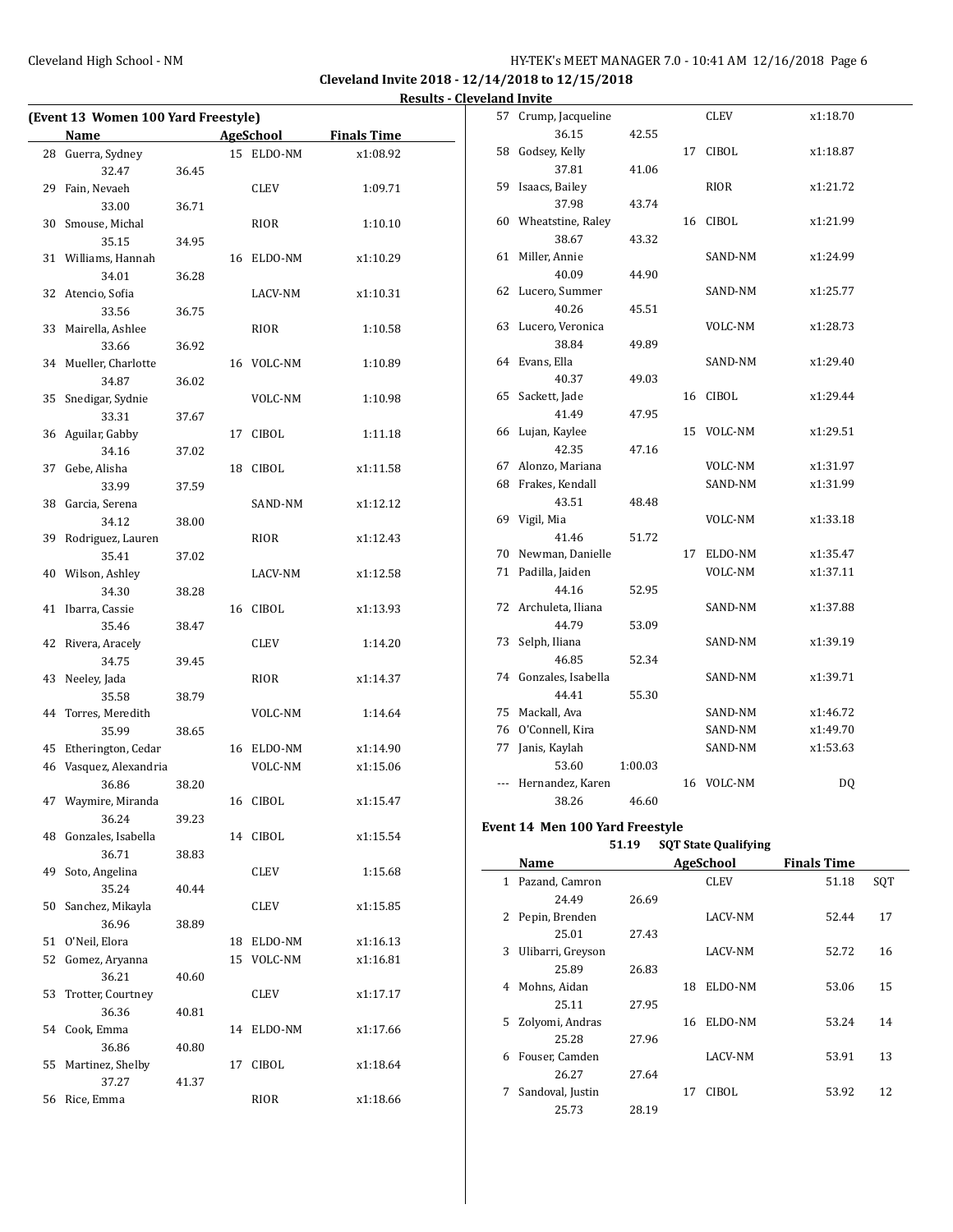**Cleveland Invite 2018 - 12/14/2018 to 12/15/2018**

**Results - Cleveland Invite**

### (Event 13 Women 100 Yard Freestyle)

| | Name | Age | School | Finals Time |
|---|---|---|---|---|
| 28 | Guerra, Sydney | 15 | ELDO-NM | x1:08.92 |
| | 32.47 36.45 | | | |
| 29 | Fain, Nevaeh | | CLEV | 1:09.71 |
| | 33.00 36.71 | | | |
| 30 | Smouse, Michal | | RIOR | 1:10.10 |
| | 35.15 34.95 | | | |
| 31 | Williams, Hannah | 16 | ELDO-NM | x1:10.29 |
| | 34.01 36.28 | | | |
| 32 | Atencio, Sofia | | LACV-NM | x1:10.31 |
| | 33.56 36.75 | | | |
| 33 | Mairella, Ashlee | | RIOR | 1:10.58 |
| | 33.66 36.92 | | | |
| 34 | Mueller, Charlotte | 16 | VOLC-NM | 1:10.89 |
| | 34.87 36.02 | | | |
| 35 | Snedigar, Sydnie | | VOLC-NM | 1:10.98 |
| | 33.31 37.67 | | | |
| 36 | Aguilar, Gabby | 17 | CIBOL | 1:11.18 |
| | 34.16 37.02 | | | |
| 37 | Gebe, Alisha | 18 | CIBOL | x1:11.58 |
| | 33.99 37.59 | | | |
| 38 | Garcia, Serena | | SAND-NM | x1:12.12 |
| | 34.12 38.00 | | | |
| 39 | Rodriguez, Lauren | | RIOR | x1:12.43 |
| | 35.41 37.02 | | | |
| 40 | Wilson, Ashley | | LACV-NM | x1:12.58 |
| | 34.30 38.28 | | | |
| 41 | Ibarra, Cassie | 16 | CIBOL | x1:13.93 |
| | 35.46 38.47 | | | |
| 42 | Rivera, Aracely | | CLEV | 1:14.20 |
| | 34.75 39.45 | | | |
| 43 | Neeley, Jada | | RIOR | x1:14.37 |
| | 35.58 38.79 | | | |
| 44 | Torres, Meredith | | VOLC-NM | 1:14.64 |
| | 35.99 38.65 | | | |
| 45 | Etherington, Cedar | 16 | ELDO-NM | x1:14.90 |
| 46 | Vasquez, Alexandria | | VOLC-NM | x1:15.06 |
| | 36.86 38.20 | | | |
| 47 | Waymire, Miranda | 16 | CIBOL | x1:15.47 |
| | 36.24 39.23 | | | |
| 48 | Gonzales, Isabella | 14 | CIBOL | x1:15.54 |
| | 36.71 38.83 | | | |
| 49 | Soto, Angelina | | CLEV | 1:15.68 |
| | 35.24 40.44 | | | |
| 50 | Sanchez, Mikayla | | CLEV | x1:15.85 |
| | 36.96 38.89 | | | |
| 51 | O'Neil, Elora | 18 | ELDO-NM | x1:16.13 |
| 52 | Gomez, Aryanna | 15 | VOLC-NM | x1:16.81 |
| | 36.21 40.60 | | | |
| 53 | Trotter, Courtney | | CLEV | x1:17.17 |
| | 36.36 40.81 | | | |
| 54 | Cook, Emma | 14 | ELDO-NM | x1:17.66 |
| | 36.86 40.80 | | | |
| 55 | Martinez, Shelby | 17 | CIBOL | x1:18.64 |
| | 37.27 41.37 | | | |
| 56 | Rice, Emma | | RIOR | x1:18.66 |
| 57 | Crump, Jacqueline | | CLEV | x1:18.70 |
| | 36.15 42.55 | | | |
| 58 | Godsey, Kelly | 17 | CIBOL | x1:18.87 |
| | 37.81 41.06 | | | |
| 59 | Isaacs, Bailey | | RIOR | x1:21.72 |
| | 37.98 43.74 | | | |
| 60 | Wheatstine, Raley | 16 | CIBOL | x1:21.99 |
| | 38.67 43.32 | | | |
| 61 | Miller, Annie | | SAND-NM | x1:24.99 |
| | 40.09 44.90 | | | |
| 62 | Lucero, Summer | | SAND-NM | x1:25.77 |
| | 40.26 45.51 | | | |
| 63 | Lucero, Veronica | | VOLC-NM | x1:28.73 |
| | 38.84 49.89 | | | |
| 64 | Evans, Ella | | SAND-NM | x1:29.40 |
| | 40.37 49.03 | | | |
| 65 | Sackett, Jade | 16 | CIBOL | x1:29.44 |
| | 41.49 47.95 | | | |
| 66 | Lujan, Kaylee | 15 | VOLC-NM | x1:29.51 |
| | 42.35 47.16 | | | |
| 67 | Alonzo, Mariana | | VOLC-NM | x1:31.97 |
| 68 | Frakes, Kendall | | SAND-NM | x1:31.99 |
| | 43.51 48.48 | | | |
| 69 | Vigil, Mia | | VOLC-NM | x1:33.18 |
| | 41.46 51.72 | | | |
| 70 | Newman, Danielle | 17 | ELDO-NM | x1:35.47 |
| 71 | Padilla, Jaiden | | VOLC-NM | x1:37.11 |
| | 44.16 52.95 | | | |
| 72 | Archuleta, Iliana | | SAND-NM | x1:37.88 |
| | 44.79 53.09 | | | |
| 73 | Selph, Iliana | | SAND-NM | x1:39.19 |
| | 46.85 52.34 | | | |
| 74 | Gonzales, Isabella | | SAND-NM | x1:39.71 |
| | 44.41 55.30 | | | |
| 75 | Mackall, Ava | | SAND-NM | x1:46.72 |
| 76 | O'Connell, Kira | | SAND-NM | x1:49.70 |
| 77 | Janis, Kaylah | | SAND-NM | x1:53.63 |
| | 53.60 1:00.03 | | | |
| --- | Hernandez, Karen | 16 | VOLC-NM | DQ |
| | 38.26 46.60 | | | |

### Event 14 Men 100 Yard Freestyle

51.19 SQT State Qualifying

| | Name | Age | School | Finals Time | |
|---|---|---|---|---|---|
| 1 | Pazand, Camron | | CLEV | 51.18 | SQT |
| | 24.49 26.69 | | | | |
| 2 | Pepin, Brenden | | LACV-NM | 52.44 | 17 |
| | 25.01 27.43 | | | | |
| 3 | Ulibarri, Greyson | | LACV-NM | 52.72 | 16 |
| | 25.89 26.83 | | | | |
| 4 | Mohns, Aidan | 18 | ELDO-NM | 53.06 | 15 |
| | 25.11 27.95 | | | | |
| 5 | Zolyomi, Andras | 16 | ELDO-NM | 53.24 | 14 |
| | 25.28 27.96 | | | | |
| 6 | Fouser, Camden | | LACV-NM | 53.91 | 13 |
| | 26.27 27.64 | | | | |
| 7 | Sandoval, Justin | 17 | CIBOL | 53.92 | 12 |
| | 25.73 28.19 | | | | |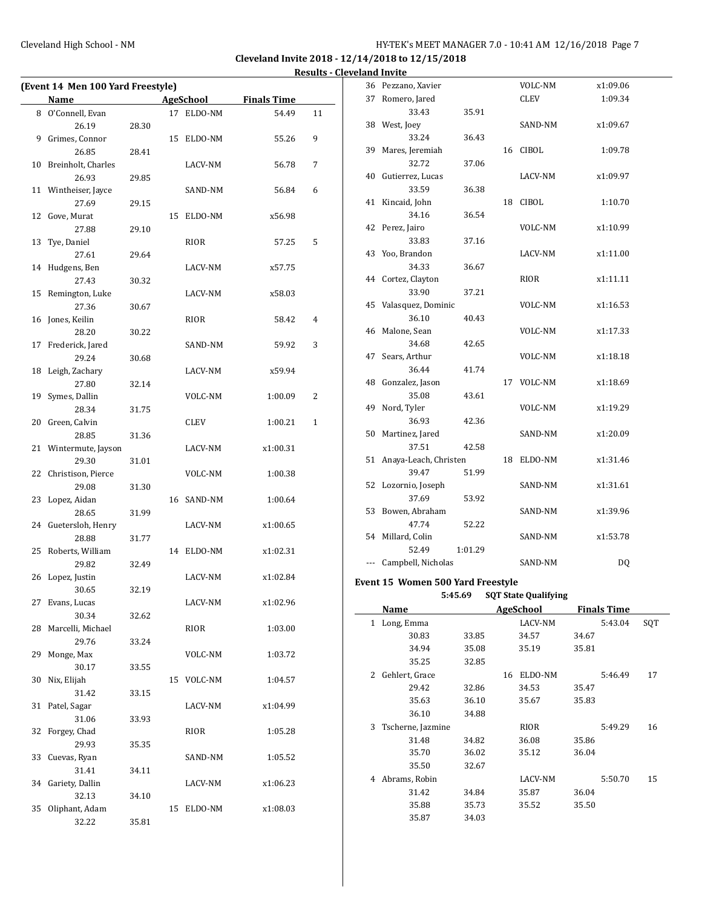**Cleveland Invite 2018 - 12/14/2018 to 12/15/2018**

**Results - Cleveland Invite**

### (Event 14 Men 100 Yard Freestyle)

| | Name | Age | School | Finals Time | Points |
|---|---|---|---|---|---|
| 8 | O'Connell, Evan | 17 | ELDO-NM | 54.49 | 11 |
| | 26.19 28.30 | | | | |
| 9 | Grimes, Connor | 15 | ELDO-NM | 55.26 | 9 |
| | 26.85 28.41 | | | | |
| 10 | Breinholt, Charles | | LACV-NM | 56.78 | 7 |
| | 26.93 29.85 | | | | |
| 11 | Wintheiser, Jayce | | SAND-NM | 56.84 | 6 |
| | 27.69 29.15 | | | | |
| 12 | Gove, Murat | 15 | ELDO-NM | x56.98 | |
| | 27.88 29.10 | | | | |
| 13 | Tye, Daniel | | RIOR | 57.25 | 5 |
| | 27.61 29.64 | | | | |
| 14 | Hudgens, Ben | | LACV-NM | x57.75 | |
| | 27.43 30.32 | | | | |
| 15 | Remington, Luke | | LACV-NM | x58.03 | |
| | 27.36 30.67 | | | | |
| 16 | Jones, Keilin | | RIOR | 58.42 | 4 |
| | 28.20 30.22 | | | | |
| 17 | Frederick, Jared | | SAND-NM | 59.92 | 3 |
| | 29.24 30.68 | | | | |
| 18 | Leigh, Zachary | | LACV-NM | x59.94 | |
| | 27.80 32.14 | | | | |
| 19 | Symes, Dallin | | VOLC-NM | 1:00.09 | 2 |
| | 28.34 31.75 | | | | |
| 20 | Green, Calvin | | CLEV | 1:00.21 | 1 |
| | 28.85 31.36 | | | | |
| 21 | Wintermute, Jayson | | LACV-NM | x1:00.31 | |
| | 29.30 31.01 | | | | |
| 22 | Christison, Pierce | | VOLC-NM | 1:00.38 | |
| | 29.08 31.30 | | | | |
| 23 | Lopez, Aidan | 16 | SAND-NM | 1:00.64 | |
| | 28.65 31.99 | | | | |
| 24 | Guetersloh, Henry | | LACV-NM | x1:00.65 | |
| | 28.88 31.77 | | | | |
| 25 | Roberts, William | 14 | ELDO-NM | x1:02.31 | |
| | 29.82 32.49 | | | | |
| 26 | Lopez, Justin | | LACV-NM | x1:02.84 | |
| | 30.65 32.19 | | | | |
| 27 | Evans, Lucas | | LACV-NM | x1:02.96 | |
| | 30.34 32.62 | | | | |
| 28 | Marcelli, Michael | | RIOR | 1:03.00 | |
| | 29.76 33.24 | | | | |
| 29 | Monge, Max | | VOLC-NM | 1:03.72 | |
| | 30.17 33.55 | | | | |
| 30 | Nix, Elijah | 15 | VOLC-NM | 1:04.57 | |
| | 31.42 33.15 | | | | |
| 31 | Patel, Sagar | | LACV-NM | x1:04.99 | |
| | 31.06 33.93 | | | | |
| 32 | Forgey, Chad | | RIOR | 1:05.28 | |
| | 29.93 35.35 | | | | |
| 33 | Cuevas, Ryan | | SAND-NM | 1:05.52 | |
| | 31.41 34.11 | | | | |
| 34 | Gariety, Dallin | | LACV-NM | x1:06.23 | |
| | 32.13 34.10 | | | | |
| 35 | Oliphant, Adam | 15 | ELDO-NM | x1:08.03 | |
| | 32.22 35.81 | | | | |
| 36 | Pezzano, Xavier | | VOLC-NM | x1:09.06 | |
| 37 | Romero, Jared | | CLEV | 1:09.34 | |
| | 33.43 35.91 | | | | |
| 38 | West, Joey | | SAND-NM | x1:09.67 | |
| | 33.24 36.43 | | | | |
| 39 | Mares, Jeremiah | 16 | CIBOL | 1:09.78 | |
| | 32.72 37.06 | | | | |
| 40 | Gutierrez, Lucas | | LACV-NM | x1:09.97 | |
| | 33.59 36.38 | | | | |
| 41 | Kincaid, John | 18 | CIBOL | 1:10.70 | |
| | 34.16 36.54 | | | | |
| 42 | Perez, Jairo | | VOLC-NM | x1:10.99 | |
| | 33.83 37.16 | | | | |
| 43 | Yoo, Brandon | | LACV-NM | x1:11.00 | |
| | 34.33 36.67 | | | | |
| 44 | Cortez, Clayton | | RIOR | x1:11.11 | |
| | 33.90 37.21 | | | | |
| 45 | Valasquez, Dominic | | VOLC-NM | x1:16.53 | |
| | 36.10 40.43 | | | | |
| 46 | Malone, Sean | | VOLC-NM | x1:17.33 | |
| | 34.68 42.65 | | | | |
| 47 | Sears, Arthur | | VOLC-NM | x1:18.18 | |
| | 36.44 41.74 | | | | |
| 48 | Gonzalez, Jason | 17 | VOLC-NM | x1:18.69 | |
| | 35.08 43.61 | | | | |
| 49 | Nord, Tyler | | VOLC-NM | x1:19.29 | |
| | 36.93 42.36 | | | | |
| 50 | Martinez, Jared | | SAND-NM | x1:20.09 | |
| | 37.51 42.58 | | | | |
| 51 | Anaya-Leach, Christen | 18 | ELDO-NM | x1:31.46 | |
| | 39.47 51.99 | | | | |
| 52 | Lozornio, Joseph | | SAND-NM | x1:31.61 | |
| | 37.69 53.92 | | | | |
| 53 | Bowen, Abraham | | SAND-NM | x1:39.96 | |
| | 47.74 52.22 | | | | |
| 54 | Millard, Colin | | SAND-NM | x1:53.78 | |
| | 52.49 1:01.29 | | | | |
| --- | Campbell, Nicholas | | SAND-NM | DQ | |

### Event 15 Women 500 Yard Freestyle

5:45.69 SQT State Qualifying

| | Name | Age | School | Finals Time | Points |
|---|---|---|---|---|---|
| 1 | Long, Emma | | LACV-NM | 5:43.04 | SQT |
| | 30.83 33.85 34.57 34.67 | | | | |
| | 34.94 35.08 35.19 35.81 | | | | |
| | 35.25 32.85 | | | | |
| 2 | Gehlert, Grace | 16 | ELDO-NM | 5:46.49 | 17 |
| | 29.42 32.86 34.53 35.47 | | | | |
| | 35.63 36.10 35.67 35.83 | | | | |
| | 36.10 34.88 | | | | |
| 3 | Tscherne, Jazmine | | RIOR | 5:49.29 | 16 |
| | 31.48 34.82 36.08 35.86 | | | | |
| | 35.70 36.02 35.12 36.04 | | | | |
| | 35.50 32.67 | | | | |
| 4 | Abrams, Robin | | LACV-NM | 5:50.70 | 15 |
| | 31.42 34.84 35.87 36.04 | | | | |
| | 35.88 35.73 35.52 35.50 | | | | |
| | 35.87 34.03 | | | | |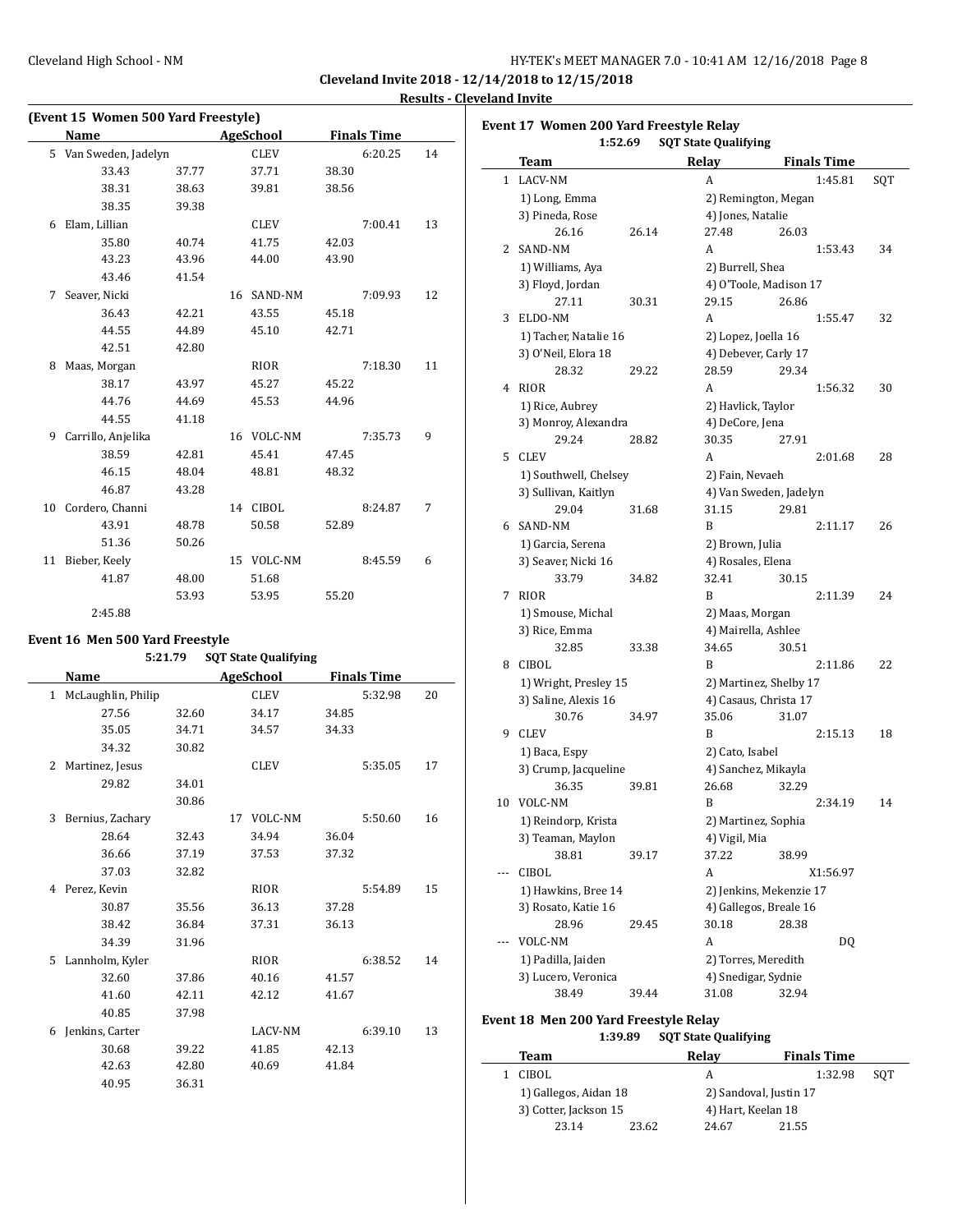**Cleveland Invite 2018 - 12/14/2018 to 12/15/2018**

**Results - Cleveland Invite**

### (Event 15 Women 500 Yard Freestyle)

| | Name | Age | School | Finals Time | Points |
|---|---|---|---|---|---|
| 5 | Van Sweden, Jadelyn | | CLEV | 6:20.25 | 14 |
| | 33.43 / 37.77 / 37.71 / 38.30 / 38.31 / 38.63 / 39.81 / 38.56 / 38.35 / 39.38 | | | | |
| 6 | Elam, Lillian | | CLEV | 7:00.41 | 13 |
| | 35.80 / 40.74 / 41.75 / 42.03 / 43.23 / 43.96 / 44.00 / 43.90 / 43.46 / 41.54 | | | | |
| 7 | Seaver, Nicki | 16 | SAND-NM | 7:09.93 | 12 |
| | 36.43 / 42.21 / 43.55 / 45.18 / 44.55 / 44.89 / 45.10 / 42.71 / 42.51 / 42.80 | | | | |
| 8 | Maas, Morgan | | RIOR | 7:18.30 | 11 |
| | 38.17 / 43.97 / 45.27 / 45.22 / 44.76 / 44.69 / 45.53 / 44.96 / 44.55 / 41.18 | | | | |
| 9 | Carrillo, Anjelika | 16 | VOLC-NM | 7:35.73 | 9 |
| | 38.59 / 42.81 / 45.41 / 47.45 / 46.15 / 48.04 / 48.81 / 48.32 / 46.87 / 43.28 | | | | |
| 10 | Cordero, Channi | 14 | CIBOL | 8:24.87 | 7 |
| | 43.91 / 48.78 / 50.58 / 52.89 / 51.36 / 50.26 | | | | |
| 11 | Bieber, Keely | 15 | VOLC-NM | 8:45.59 | 6 |
| | 41.87 / 48.00 / 51.68 / 53.93 / 53.95 / 55.20 / 2:45.88 | | | | |

### Event 16 Men 500 Yard Freestyle

5:21.79 SQT State Qualifying

| | Name | Age | School | Finals Time | Points |
|---|---|---|---|---|---|
| 1 | McLaughlin, Philip | | CLEV | 5:32.98 | 20 |
| | 27.56 / 32.60 / 34.17 / 34.85 / 35.05 / 34.71 / 34.57 / 34.33 / 34.32 / 30.82 | | | | |
| 2 | Martinez, Jesus | | CLEV | 5:35.05 | 17 |
| | 29.82 / 34.01 / 30.86 | | | | |
| 3 | Bernius, Zachary | 17 | VOLC-NM | 5:50.60 | 16 |
| | 28.64 / 32.43 / 34.94 / 36.04 / 36.66 / 37.19 / 37.53 / 37.32 / 37.03 / 32.82 | | | | |
| 4 | Perez, Kevin | | RIOR | 5:54.89 | 15 |
| | 30.87 / 35.56 / 36.13 / 37.28 / 38.42 / 36.84 / 37.31 / 36.13 / 34.39 / 31.96 | | | | |
| 5 | Lannholm, Kyler | | RIOR | 6:38.52 | 14 |
| | 32.60 / 37.86 / 40.16 / 41.57 / 41.60 / 42.11 / 42.12 / 41.67 / 40.85 / 37.98 | | | | |
| 6 | Jenkins, Carter | | LACV-NM | 6:39.10 | 13 |
| | 30.68 / 39.22 / 41.85 / 42.13 / 42.63 / 42.80 / 40.69 / 41.84 / 40.95 / 36.31 | | | | |

### Event 17 Women 200 Yard Freestyle Relay

1:52.69 SQT State Qualifying

| | Team | Relay | Finals Time | Points |
|---|---|---|---|---|
| 1 | LACV-NM | A | 1:45.81 | SQT |
| | 1) Long, Emma; 2) Remington, Megan; 3) Pineda, Rose; 4) Jones, Natalie | | | |
| | 26.16 / 26.14 / 27.48 / 26.03 | | | |
| 2 | SAND-NM | A | 1:53.43 | 34 |
| | 1) Williams, Aya; 2) Burrell, Shea; 3) Floyd, Jordan; 4) O'Toole, Madison 17 | | | |
| | 27.11 / 30.31 / 29.15 / 26.86 | | | |
| 3 | ELDO-NM | A | 1:55.47 | 32 |
| | 1) Tacher, Natalie 16; 2) Lopez, Joella 16; 3) O'Neil, Elora 18; 4) Debever, Carly 17 | | | |
| | 28.32 / 29.22 / 28.59 / 29.34 | | | |
| 4 | RIOR | A | 1:56.32 | 30 |
| | 1) Rice, Aubrey; 2) Havlick, Taylor; 3) Monroy, Alexandra; 4) DeCore, Jena | | | |
| | 29.24 / 28.82 / 30.35 / 27.91 | | | |
| 5 | CLEV | A | 2:01.68 | 28 |
| | 1) Southwell, Chelsey; 2) Fain, Nevaeh; 3) Sullivan, Kaitlyn; 4) Van Sweden, Jadelyn | | | |
| | 29.04 / 31.68 / 31.15 / 29.81 | | | |
| 6 | SAND-NM | B | 2:11.17 | 26 |
| | 1) Garcia, Serena; 2) Brown, Julia; 3) Seaver, Nicki 16; 4) Rosales, Elena | | | |
| | 33.79 / 34.82 / 32.41 / 30.15 | | | |
| 7 | RIOR | B | 2:11.39 | 24 |
| | 1) Smouse, Michal; 2) Maas, Morgan; 3) Rice, Emma; 4) Mairella, Ashlee | | | |
| | 32.85 / 33.38 / 34.65 / 30.51 | | | |
| 8 | CIBOL | B | 2:11.86 | 22 |
| | 1) Wright, Presley 15; 2) Martinez, Shelby 17; 3) Saline, Alexis 16; 4) Casaus, Christa 17 | | | |
| | 30.76 / 34.97 / 35.06 / 31.07 | | | |
| 9 | CLEV | B | 2:15.13 | 18 |
| | 1) Baca, Espy; 2) Cato, Isabel; 3) Crump, Jacqueline; 4) Sanchez, Mikayla | | | |
| | 36.35 / 39.81 / 26.68 / 32.29 | | | |
| 10 | VOLC-NM | B | 2:34.19 | 14 |
| | 1) Reindorp, Krista; 2) Martinez, Sophia; 3) Teaman, Maylon; 4) Vigil, Mia | | | |
| | 38.81 / 39.17 / 37.22 / 38.99 | | | |
| --- | CIBOL | A | X1:56.97 | |
| | 1) Hawkins, Bree 14; 2) Jenkins, Mekenzie 17; 3) Rosato, Katie 16; 4) Gallegos, Breale 16 | | | |
| | 28.96 / 29.45 / 30.18 / 28.38 | | | |
| --- | VOLC-NM | A | DQ | |
| | 1) Padilla, Jaiden; 2) Torres, Meredith; 3) Lucero, Veronica; 4) Snedigar, Sydnie | | | |
| | 38.49 / 39.44 / 31.08 / 32.94 | | | |

### Event 18 Men 200 Yard Freestyle Relay

1:39.89 SQT State Qualifying

| | Team | Relay | Finals Time | Points |
|---|---|---|---|---|
| 1 | CIBOL | A | 1:32.98 | SQT |
| | 1) Gallegos, Aidan 18; 2) Sandoval, Justin 17; 3) Cotter, Jackson 15; 4) Hart, Keelan 18 | | | |
| | 23.14 / 23.62 / 24.67 / 21.55 | | | |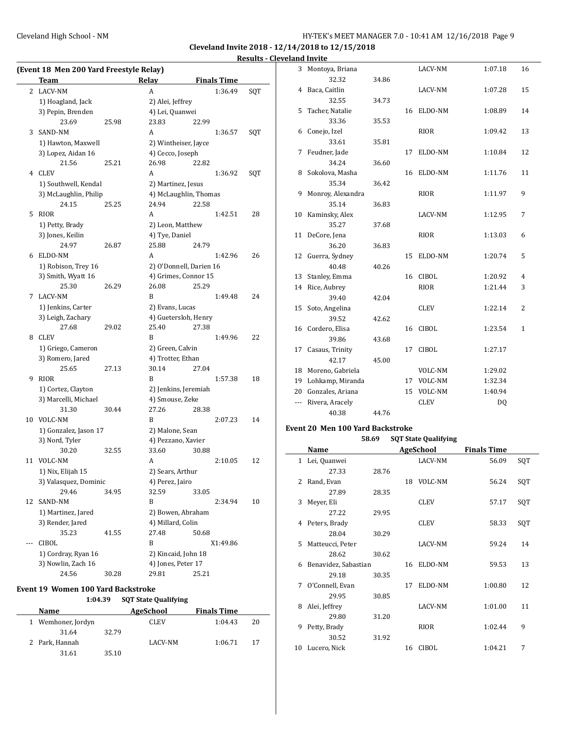**Cleveland Invite 2018 - 12/14/2018 to 12/15/2018**

**Results - Cleveland Invite**

### (Event 18 Men 200 Yard Freestyle Relay)

| | Team | | Relay | Finals Time | |
|---|---|---|---|---|---|
| 2 | LACV-NM | | A | 1:36.49 | SQT |
| | 1) Hoagland, Jack | | 2) Alei, Jeffrey | | |
| | 3) Pepin, Brenden | | 4) Lei, Quanwei | | |
| | 23.69 | 25.98 | 23.83 | 22.99 | |
| 3 | SAND-NM | | A | 1:36.57 | SQT |
| | 1) Hawton, Maxwell | | 2) Wintheiser, Jayce | | |
| | 3) Lopez, Aidan 16 | | 4) Cecco, Joseph | | |
| | 21.56 | 25.21 | 26.98 | 22.82 | |
| 4 | CLEV | | A | 1:36.92 | SQT |
| | 1) Southwell, Kendal | | 2) Martinez, Jesus | | |
| | 3) McLaughlin, Philip | | 4) McLaughlin, Thomas | | |
| | 24.15 | 25.25 | 24.94 | 22.58 | |
| 5 | RIOR | | A | 1:42.51 | 28 |
| | 1) Petty, Brady | | 2) Leon, Matthew | | |
| | 3) Jones, Keilin | | 4) Tye, Daniel | | |
| | 24.97 | 26.87 | 25.88 | 24.79 | |
| 6 | ELDO-NM | | A | 1:42.96 | 26 |
| | 1) Robison, Trey 16 | | 2) O'Donnell, Darien 16 | | |
| | 3) Smith, Wyatt 16 | | 4) Grimes, Connor 15 | | |
| | 25.30 | 26.29 | 26.08 | 25.29 | |
| 7 | LACV-NM | | B | 1:49.48 | 24 |
| | 1) Jenkins, Carter | | 2) Evans, Lucas | | |
| | 3) Leigh, Zachary | | 4) Guetersloh, Henry | | |
| | 27.68 | 29.02 | 25.40 | 27.38 | |
| 8 | CLEV | | B | 1:49.96 | 22 |
| | 1) Griego, Cameron | | 2) Green, Calvin | | |
| | 3) Romero, Jared | | 4) Trotter, Ethan | | |
| | 25.65 | 27.13 | 30.14 | 27.04 | |
| 9 | RIOR | | B | 1:57.38 | 18 |
| | 1) Cortez, Clayton | | 2) Jenkins, Jeremiah | | |
| | 3) Marcelli, Michael | | 4) Smouse, Zeke | | |
| | 31.30 | 30.44 | 27.26 | 28.38 | |
| 10 | VOLC-NM | | B | 2:07.23 | 14 |
| | 1) Gonzalez, Jason 17 | | 2) Malone, Sean | | |
| | 3) Nord, Tyler | | 4) Pezzano, Xavier | | |
| | 30.20 | 32.55 | 33.60 | 30.88 | |
| 11 | VOLC-NM | | A | 2:10.05 | 12 |
| | 1) Nix, Elijah 15 | | 2) Sears, Arthur | | |
| | 3) Valasquez, Dominic | | 4) Perez, Jairo | | |
| | 29.46 | 34.95 | 32.59 | 33.05 | |
| 12 | SAND-NM | | B | 2:34.94 | 10 |
| | 1) Martinez, Jared | | 2) Bowen, Abraham | | |
| | 3) Render, Jared | | 4) Millard, Colin | | |
| | 35.23 | 41.55 | 27.48 | 50.68 | |
| --- | CIBOL | | B | X1:49.86 | |
| | 1) Cordray, Ryan 16 | | 2) Kincaid, John 18 | | |
| | 3) Nowlin, Zach 16 | | 4) Jones, Peter 17 | | |
| | 24.56 | 30.28 | 29.81 | 25.21 | |

### Event 19 Women 100 Yard Backstroke

**1:04.39 SQT State Qualifying**

| | Name | | Age | School | Finals Time | |
|---|---|---|---|---|---|---|
| 1 | Wemhoner, Jordyn | | | CLEV | 1:04.43 | 20 |
| | 31.64 | 32.79 | | | | |
| 2 | Park, Hannah | | | LACV-NM | 1:06.71 | 17 |
| | 31.61 | 35.10 | | | | |
| 3 | Montoya, Briana | | | LACV-NM | 1:07.18 | 16 |
| | 32.32 | 34.86 | | | | |
| 4 | Baca, Caitlin | | | LACV-NM | 1:07.28 | 15 |
| | 32.55 | 34.73 | | | | |
| 5 | Tacher, Natalie | | 16 | ELDO-NM | 1:08.89 | 14 |
| | 33.36 | 35.53 | | | | |
| 6 | Conejo, Izel | | | RIOR | 1:09.42 | 13 |
| | 33.61 | 35.81 | | | | |
| 7 | Feudner, Jade | | 17 | ELDO-NM | 1:10.84 | 12 |
| | 34.24 | 36.60 | | | | |
| 8 | Sokolova, Masha | | 16 | ELDO-NM | 1:11.76 | 11 |
| | 35.34 | 36.42 | | | | |
| 9 | Monroy, Alexandra | | | RIOR | 1:11.97 | 9 |
| | 35.14 | 36.83 | | | | |
| 10 | Kaminsky, Alex | | | LACV-NM | 1:12.95 | 7 |
| | 35.27 | 37.68 | | | | |
| 11 | DeCore, Jena | | | RIOR | 1:13.03 | 6 |
| | 36.20 | 36.83 | | | | |
| 12 | Guerra, Sydney | | 15 | ELDO-NM | 1:20.74 | 5 |
| | 40.48 | 40.26 | | | | |
| 13 | Stanley, Emma | | 16 | CIBOL | 1:20.92 | 4 |
| 14 | Rice, Aubrey | | | RIOR | 1:21.44 | 3 |
| | 39.40 | 42.04 | | | | |
| 15 | Soto, Angelina | | | CLEV | 1:22.14 | 2 |
| | 39.52 | 42.62 | | | | |
| 16 | Cordero, Elisa | | 16 | CIBOL | 1:23.54 | 1 |
| | 39.86 | 43.68 | | | | |
| 17 | Casaus, Trinity | | 17 | CIBOL | 1:27.17 | |
| | 42.17 | 45.00 | | | | |
| 18 | Moreno, Gabriela | | | VOLC-NM | 1:29.02 | |
| 19 | Lohkamp, Miranda | | 17 | VOLC-NM | 1:32.34 | |
| 20 | Gonzales, Ariana | | 15 | VOLC-NM | 1:40.94 | |
| --- | Rivera, Aracely | | | CLEV | DQ | |
| | 40.38 | 44.76 | | | | |

### Event 20 Men 100 Yard Backstroke

**58.69 SQT State Qualifying**

| | Name | | Age | School | Finals Time | |
|---|---|---|---|---|---|---|
| 1 | Lei, Quanwei | | | LACV-NM | 56.09 | SQT |
| | 27.33 | 28.76 | | | | |
| 2 | Rand, Evan | | 18 | VOLC-NM | 56.24 | SQT |
| | 27.89 | 28.35 | | | | |
| 3 | Meyer, Eli | | | CLEV | 57.17 | SQT |
| | 27.22 | 29.95 | | | | |
| 4 | Peters, Brady | | | CLEV | 58.33 | SQT |
| | 28.04 | 30.29 | | | | |
| 5 | Matteucci, Peter | | | LACV-NM | 59.24 | 14 |
| | 28.62 | 30.62 | | | | |
| 6 | Benavidez, Sabastian | | 16 | ELDO-NM | 59.53 | 13 |
| | 29.18 | 30.35 | | | | |
| 7 | O'Connell, Evan | | 17 | ELDO-NM | 1:00.80 | 12 |
| | 29.95 | 30.85 | | | | |
| 8 | Alei, Jeffrey | | | LACV-NM | 1:01.00 | 11 |
| | 29.80 | 31.20 | | | | |
| 9 | Petty, Brady | | | RIOR | 1:02.44 | 9 |
| | 30.52 | 31.92 | | | | |
| 10 | Lucero, Nick | | 16 | CIBOL | 1:04.21 | 7 |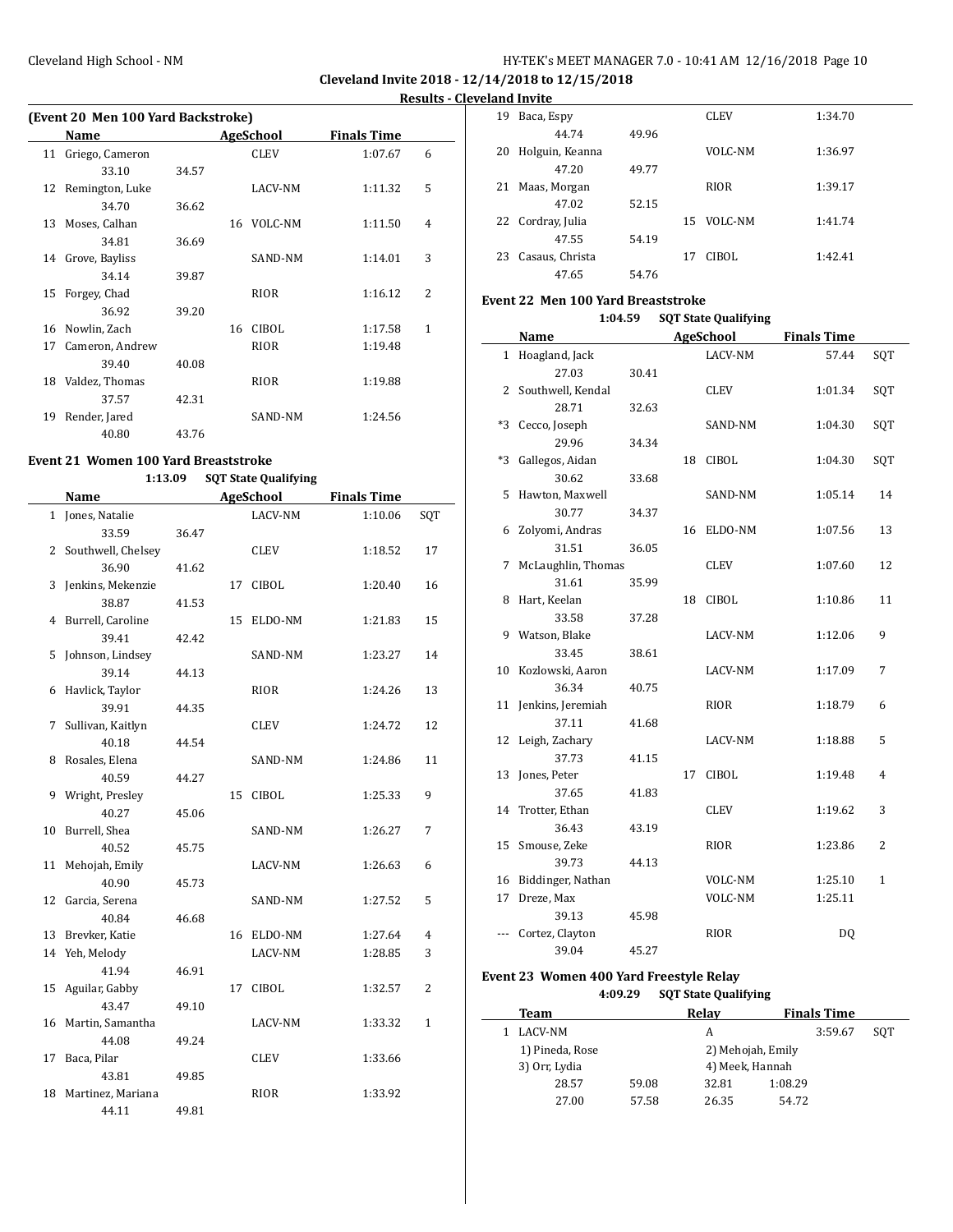**Cleveland Invite 2018 - 12/14/2018 to 12/15/2018**

**Results - Cleveland Invite**

### (Event 20 Men 100 Yard Backstroke)

| | Name | Age | School | Finals Time | |
|---|---|---|---|---|---|
| 11 | Griego, Cameron | | CLEV | 1:07.67 | 6 |
| | 33.10 | 34.57 | | | |
| 12 | Remington, Luke | | LACV-NM | 1:11.32 | 5 |
| | 34.70 | 36.62 | | | |
| 13 | Moses, Calhan | 16 | VOLC-NM | 1:11.50 | 4 |
| | 34.81 | 36.69 | | | |
| 14 | Grove, Bayliss | | SAND-NM | 1:14.01 | 3 |
| | 34.14 | 39.87 | | | |
| 15 | Forgey, Chad | | RIOR | 1:16.12 | 2 |
| | 36.92 | 39.20 | | | |
| 16 | Nowlin, Zach | 16 | CIBOL | 1:17.58 | 1 |
| 17 | Cameron, Andrew | | RIOR | 1:19.48 | |
| | 39.40 | 40.08 | | | |
| 18 | Valdez, Thomas | | RIOR | 1:19.88 | |
| | 37.57 | 42.31 | | | |
| 19 | Render, Jared | | SAND-NM | 1:24.56 | |
| | 40.80 | 43.76 | | | |

### Event 21 Women 100 Yard Breaststroke

1:13.09 SQT State Qualifying

| | Name | Age | School | Finals Time | |
|---|---|---|---|---|---|
| 1 | Jones, Natalie | | LACV-NM | 1:10.06 | SQT |
| | 33.59 | 36.47 | | | |
| 2 | Southwell, Chelsey | | CLEV | 1:18.52 | 17 |
| | 36.90 | 41.62 | | | |
| 3 | Jenkins, Mekenzie | 17 | CIBOL | 1:20.40 | 16 |
| | 38.87 | 41.53 | | | |
| 4 | Burrell, Caroline | 15 | ELDO-NM | 1:21.83 | 15 |
| | 39.41 | 42.42 | | | |
| 5 | Johnson, Lindsey | | SAND-NM | 1:23.27 | 14 |
| | 39.14 | 44.13 | | | |
| 6 | Havlick, Taylor | | RIOR | 1:24.26 | 13 |
| | 39.91 | 44.35 | | | |
| 7 | Sullivan, Kaitlyn | | CLEV | 1:24.72 | 12 |
| | 40.18 | 44.54 | | | |
| 8 | Rosales, Elena | | SAND-NM | 1:24.86 | 11 |
| | 40.59 | 44.27 | | | |
| 9 | Wright, Presley | 15 | CIBOL | 1:25.33 | 9 |
| | 40.27 | 45.06 | | | |
| 10 | Burrell, Shea | | SAND-NM | 1:26.27 | 7 |
| | 40.52 | 45.75 | | | |
| 11 | Mehojah, Emily | | LACV-NM | 1:26.63 | 6 |
| | 40.90 | 45.73 | | | |
| 12 | Garcia, Serena | | SAND-NM | 1:27.52 | 5 |
| | 40.84 | 46.68 | | | |
| 13 | Brevker, Katie | 16 | ELDO-NM | 1:27.64 | 4 |
| 14 | Yeh, Melody | | LACV-NM | 1:28.85 | 3 |
| | 41.94 | 46.91 | | | |
| 15 | Aguilar, Gabby | 17 | CIBOL | 1:32.57 | 2 |
| | 43.47 | 49.10 | | | |
| 16 | Martin, Samantha | | LACV-NM | 1:33.32 | 1 |
| | 44.08 | 49.24 | | | |
| 17 | Baca, Pilar | | CLEV | 1:33.66 | |
| | 43.81 | 49.85 | | | |
| 18 | Martinez, Mariana | | RIOR | 1:33.92 | |
| | 44.11 | 49.81 | | | |
| 19 | Baca, Espy | | CLEV | 1:34.70 | |
| | 44.74 | 49.96 | | | |
| 20 | Holguin, Keanna | | VOLC-NM | 1:36.97 | |
| | 47.20 | 49.77 | | | |
| 21 | Maas, Morgan | | RIOR | 1:39.17 | |
| | 47.02 | 52.15 | | | |
| 22 | Cordray, Julia | 15 | VOLC-NM | 1:41.74 | |
| | 47.55 | 54.19 | | | |
| 23 | Casaus, Christa | 17 | CIBOL | 1:42.41 | |
| | 47.65 | 54.76 | | | |

### Event 22 Men 100 Yard Breaststroke

1:04.59 SQT State Qualifying

| | Name | Age | School | Finals Time | |
|---|---|---|---|---|---|
| 1 | Hoagland, Jack | | LACV-NM | 57.44 | SQT |
| | 27.03 | 30.41 | | | |
| 2 | Southwell, Kendal | | CLEV | 1:01.34 | SQT |
| | 28.71 | 32.63 | | | |
| *3 | Cecco, Joseph | | SAND-NM | 1:04.30 | SQT |
| | 29.96 | 34.34 | | | |
| *3 | Gallegos, Aidan | 18 | CIBOL | 1:04.30 | SQT |
| | 30.62 | 33.68 | | | |
| 5 | Hawton, Maxwell | | SAND-NM | 1:05.14 | 14 |
| | 30.77 | 34.37 | | | |
| 6 | Zolyomi, Andras | 16 | ELDO-NM | 1:07.56 | 13 |
| | 31.51 | 36.05 | | | |
| 7 | McLaughlin, Thomas | | CLEV | 1:07.60 | 12 |
| | 31.61 | 35.99 | | | |
| 8 | Hart, Keelan | 18 | CIBOL | 1:10.86 | 11 |
| | 33.58 | 37.28 | | | |
| 9 | Watson, Blake | | LACV-NM | 1:12.06 | 9 |
| | 33.45 | 38.61 | | | |
| 10 | Kozlowski, Aaron | | LACV-NM | 1:17.09 | 7 |
| | 36.34 | 40.75 | | | |
| 11 | Jenkins, Jeremiah | | RIOR | 1:18.79 | 6 |
| | 37.11 | 41.68 | | | |
| 12 | Leigh, Zachary | | LACV-NM | 1:18.88 | 5 |
| | 37.73 | 41.15 | | | |
| 13 | Jones, Peter | 17 | CIBOL | 1:19.48 | 4 |
| | 37.65 | 41.83 | | | |
| 14 | Trotter, Ethan | | CLEV | 1:19.62 | 3 |
| | 36.43 | 43.19 | | | |
| 15 | Smouse, Zeke | | RIOR | 1:23.86 | 2 |
| | 39.73 | 44.13 | | | |
| 16 | Biddinger, Nathan | | VOLC-NM | 1:25.10 | 1 |
| 17 | Dreze, Max | | VOLC-NM | 1:25.11 | |
| | 39.13 | 45.98 | | | |
| --- | Cortez, Clayton | | RIOR | DQ | |
| | 39.04 | 45.27 | | | |

### Event 23 Women 400 Yard Freestyle Relay

4:09.29 SQT State Qualifying

| | Team | | Relay | | Finals Time | |
|---|---|---|---|---|---|---|
| 1 | LACV-NM | | A | | 3:59.67 | SQT |
| | 1) Pineda, Rose | | 2) Mehojah, Emily | | | |
| | 3) Orr, Lydia | | 4) Meek, Hannah | | | |
| | 28.57 | 59.08 | 32.81 | 1:08.29 | | |
| | 27.00 | 57.58 | 26.35 | 54.72 | | |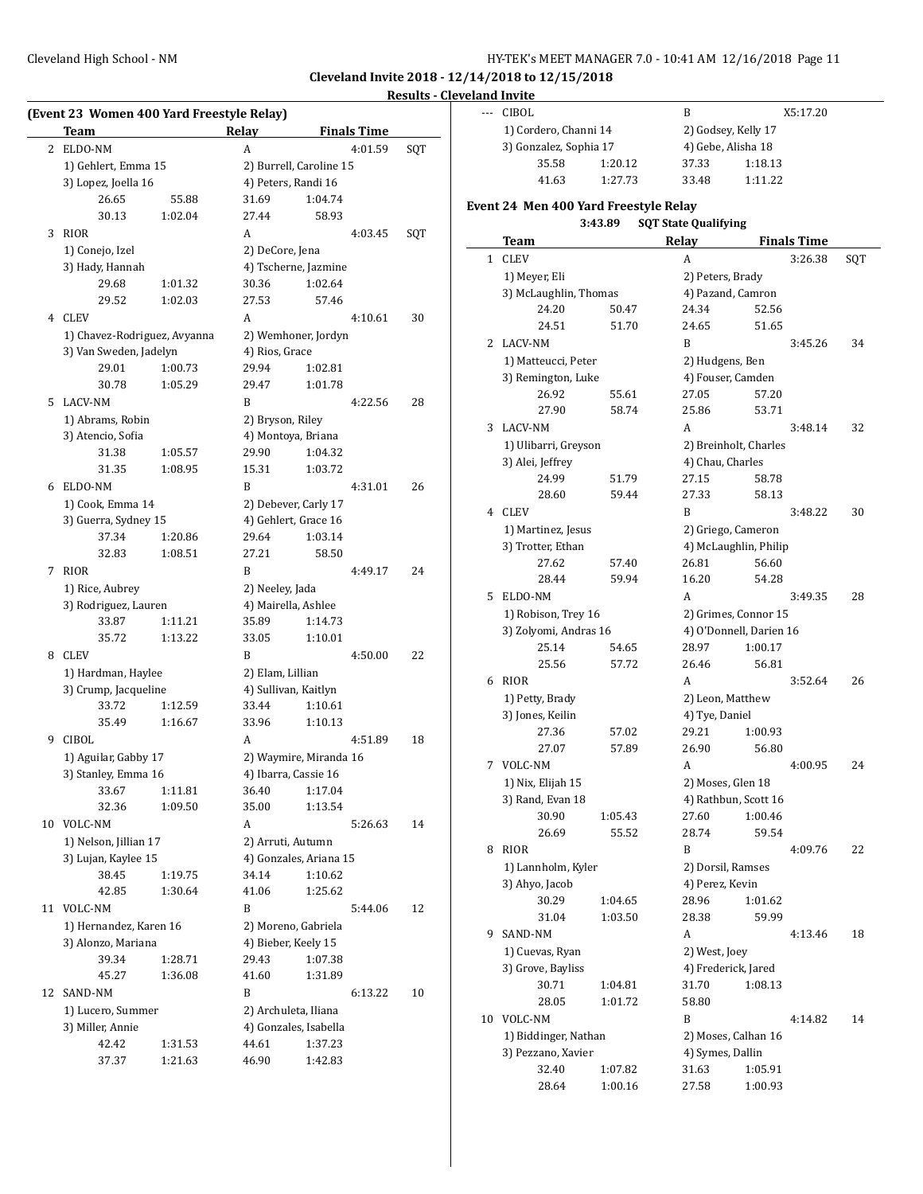**Cleveland Invite 2018 - 12/14/2018 to 12/15/2018**

**Results - Cleveland Invite**

### (Event 23 Women 400 Yard Freestyle Relay)

| | Team | Relay | Finals Time | |
|---|---|---|---|---|
| 2 | ELDO-NM | A | 4:01.59 | SQT |
| | 1) Gehlert, Emma 15 | 2) Burrell, Caroline 15 | | |
| | 3) Lopez, Joella 16 | 4) Peters, Randi 16 | | |
| | 26.65 55.88 | 31.69 1:04.74 | | |
| | 30.13 1:02.04 | 27.44 58.93 | | |
| 3 | RIOR | A | 4:03.45 | SQT |
| | 1) Conejo, Izel | 2) DeCore, Jena | | |
| | 3) Hady, Hannah | 4) Tscherne, Jazmine | | |
| | 29.68 1:01.32 | 30.36 1:02.64 | | |
| | 29.52 1:02.03 | 27.53 57.46 | | |
| 4 | CLEV | A | 4:10.61 | 30 |
| | 1) Chavez-Rodriguez, Avyanna | 2) Wemhoner, Jordyn | | |
| | 3) Van Sweden, Jadelyn | 4) Rios, Grace | | |
| | 29.01 1:00.73 | 29.94 1:02.81 | | |
| | 30.78 1:05.29 | 29.47 1:01.78 | | |
| 5 | LACV-NM | B | 4:22.56 | 28 |
| | 1) Abrams, Robin | 2) Bryson, Riley | | |
| | 3) Atencio, Sofia | 4) Montoya, Briana | | |
| | 31.38 1:05.57 | 29.90 1:04.32 | | |
| | 31.35 1:08.95 | 15.31 1:03.72 | | |
| 6 | ELDO-NM | B | 4:31.01 | 26 |
| | 1) Cook, Emma 14 | 2) Debever, Carly 17 | | |
| | 3) Guerra, Sydney 15 | 4) Gehlert, Grace 16 | | |
| | 37.34 1:20.86 | 29.64 1:03.14 | | |
| | 32.83 1:08.51 | 27.21 58.50 | | |
| 7 | RIOR | B | 4:49.17 | 24 |
| | 1) Rice, Aubrey | 2) Neeley, Jada | | |
| | 3) Rodriguez, Lauren | 4) Mairella, Ashlee | | |
| | 33.87 1:11.21 | 35.89 1:14.73 | | |
| | 35.72 1:13.22 | 33.05 1:10.01 | | |
| 8 | CLEV | B | 4:50.00 | 22 |
| | 1) Hardman, Haylee | 2) Elam, Lillian | | |
| | 3) Crump, Jacqueline | 4) Sullivan, Kaitlyn | | |
| | 33.72 1:12.59 | 33.44 1:10.61 | | |
| | 35.49 1:16.67 | 33.96 1:10.13 | | |
| 9 | CIBOL | A | 4:51.89 | 18 |
| | 1) Aguilar, Gabby 17 | 2) Waymire, Miranda 16 | | |
| | 3) Stanley, Emma 16 | 4) Ibarra, Cassie 16 | | |
| | 33.67 1:11.81 | 36.40 1:17.04 | | |
| | 32.36 1:09.50 | 35.00 1:13.54 | | |
| 10 | VOLC-NM | A | 5:26.63 | 14 |
| | 1) Nelson, Jillian 17 | 2) Arruti, Autumn | | |
| | 3) Lujan, Kaylee 15 | 4) Gonzales, Ariana 15 | | |
| | 38.45 1:19.75 | 34.14 1:10.62 | | |
| | 42.85 1:30.64 | 41.06 1:25.62 | | |
| 11 | VOLC-NM | B | 5:44.06 | 12 |
| | 1) Hernandez, Karen 16 | 2) Moreno, Gabriela | | |
| | 3) Alonzo, Mariana | 4) Bieber, Keely 15 | | |
| | 39.34 1:28.71 | 29.43 1:07.38 | | |
| | 45.27 1:36.08 | 41.60 1:31.89 | | |
| 12 | SAND-NM | B | 6:13.22 | 10 |
| | 1) Lucero, Summer | 2) Archuleta, Iliana | | |
| | 3) Miller, Annie | 4) Gonzales, Isabella | | |
| | 42.42 1:31.53 | 44.61 1:37.23 | | |
| | 37.37 1:21.63 | 46.90 1:42.83 | | |
| --- | CIBOL | B | X5:17.20 | |
| | 1) Cordero, Channi 14 | 2) Godsey, Kelly 17 | | |
| | 3) Gonzalez, Sophia 17 | 4) Gebe, Alisha 18 | | |
| | 35.58 1:20.12 | 37.33 1:18.13 | | |
| | 41.63 1:27.73 | 33.48 1:11.22 | | |

### Event 24 Men 400 Yard Freestyle Relay

3:43.89 SQT State Qualifying

| | Team | Relay | Finals Time | |
|---|---|---|---|---|
| 1 | CLEV | A | 3:26.38 | SQT |
| | 1) Meyer, Eli | 2) Peters, Brady | | |
| | 3) McLaughlin, Thomas | 4) Pazand, Camron | | |
| | 24.20 50.47 | 24.34 52.56 | | |
| | 24.51 51.70 | 24.65 51.65 | | |
| 2 | LACV-NM | B | 3:45.26 | 34 |
| | 1) Matteucci, Peter | 2) Hudgens, Ben | | |
| | 3) Remington, Luke | 4) Fouser, Camden | | |
| | 26.92 55.61 | 27.05 57.20 | | |
| | 27.90 58.74 | 25.86 53.71 | | |
| 3 | LACV-NM | A | 3:48.14 | 32 |
| | 1) Ulibarri, Greyson | 2) Breinholt, Charles | | |
| | 3) Alei, Jeffrey | 4) Chau, Charles | | |
| | 24.99 51.79 | 27.15 58.78 | | |
| | 28.60 59.44 | 27.33 58.13 | | |
| 4 | CLEV | B | 3:48.22 | 30 |
| | 1) Martinez, Jesus | 2) Griego, Cameron | | |
| | 3) Trotter, Ethan | 4) McLaughlin, Philip | | |
| | 27.62 57.40 | 26.81 56.60 | | |
| | 28.44 59.94 | 16.20 54.28 | | |
| 5 | ELDO-NM | A | 3:49.35 | 28 |
| | 1) Robison, Trey 16 | 2) Grimes, Connor 15 | | |
| | 3) Zolyomi, Andras 16 | 4) O'Donnell, Darien 16 | | |
| | 25.14 54.65 | 28.97 1:00.17 | | |
| | 25.56 57.72 | 26.46 56.81 | | |
| 6 | RIOR | A | 3:52.64 | 26 |
| | 1) Petty, Brady | 2) Leon, Matthew | | |
| | 3) Jones, Keilin | 4) Tye, Daniel | | |
| | 27.36 57.02 | 29.21 1:00.93 | | |
| | 27.07 57.89 | 26.90 56.80 | | |
| 7 | VOLC-NM | A | 4:00.95 | 24 |
| | 1) Nix, Elijah 15 | 2) Moses, Glen 18 | | |
| | 3) Rand, Evan 18 | 4) Rathbun, Scott 16 | | |
| | 30.90 1:05.43 | 27.60 1:00.46 | | |
| | 26.69 55.52 | 28.74 59.54 | | |
| 8 | RIOR | B | 4:09.76 | 22 |
| | 1) Lannholm, Kyler | 2) Dorsil, Ramses | | |
| | 3) Ahyo, Jacob | 4) Perez, Kevin | | |
| | 30.29 1:04.65 | 28.96 1:01.62 | | |
| | 31.04 1:03.50 | 28.38 59.99 | | |
| 9 | SAND-NM | A | 4:13.46 | 18 |
| | 1) Cuevas, Ryan | 2) West, Joey | | |
| | 3) Grove, Bayliss | 4) Frederick, Jared | | |
| | 30.71 1:04.81 | 31.70 1:08.13 | | |
| | 28.05 1:01.72 | 58.80 | | |
| 10 | VOLC-NM | B | 4:14.82 | 14 |
| | 1) Biddinger, Nathan | 2) Moses, Calhan 16 | | |
| | 3) Pezzano, Xavier | 4) Symes, Dallin | | |
| | 32.40 1:07.82 | 31.63 1:05.91 | | |
| | 28.64 1:00.16 | 27.58 1:00.93 | | |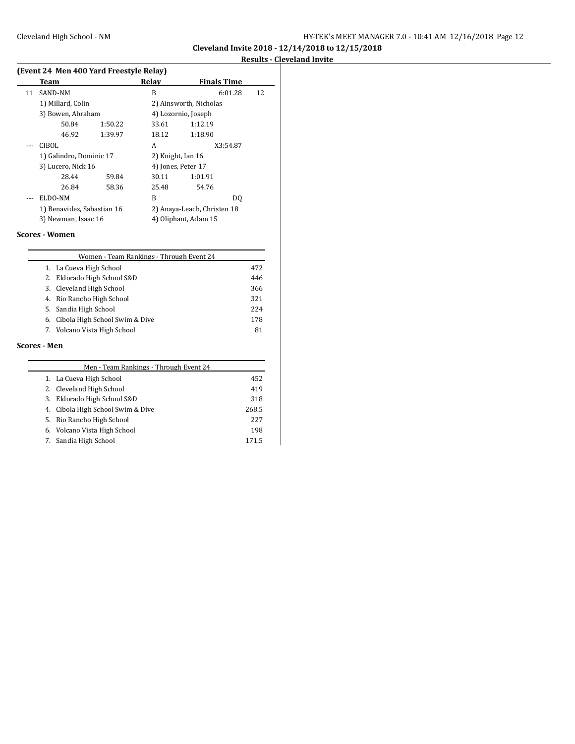**Cleveland Invite 2018 - 12/14/2018 to 12/15/2018**

**Results - Cleveland Invite**

**(Event 24 Men 400 Yard Freestyle Relay)**

| | Team | Relay | Finals Time | |
|---|---|---|---|---|
| 11 | SAND-NM | B | 6:01.28 | 12 |
| | 1) Millard, Colin | 2) Ainsworth, Nicholas | | |
| | 3) Bowen, Abraham | 4) Lozornio, Joseph | | |
| | 50.84 1:50.22 | 33.61 1:12.19 | | |
| | 46.92 1:39.97 | 18.12 1:18.90 | | |
| --- | CIBOL | A | X3:54.87 | |
| | 1) Galindro, Dominic 17 | 2) Knight, Ian 16 | | |
| | 3) Lucero, Nick 16 | 4) Jones, Peter 17 | | |
| | 28.44 59.84 | 30.11 1:01.91 | | |
| | 26.84 58.36 | 25.48 54.76 | | |
| --- | ELDO-NM | B | DQ | |
| | 1) Benavidez, Sabastian 16 | 2) Anaya-Leach, Christen 18 | | |
| | 3) Newman, Isaac 16 | 4) Oliphant, Adam 15 | | |

**Scores - Women**

| | Women - Team Rankings - Through Event 24 | |
|---|---|---|
| 1. | La Cueva High School | 472 |
| 2. | Eldorado High School S&D | 446 |
| 3. | Cleveland High School | 366 |
| 4. | Rio Rancho High School | 321 |
| 5. | Sandia High School | 224 |
| 6. | Cibola High School Swim & Dive | 178 |
| 7. | Volcano Vista High School | 81 |

**Scores - Men**

| | Men - Team Rankings - Through Event 24 | |
|---|---|---|
| 1. | La Cueva High School | 452 |
| 2. | Cleveland High School | 419 |
| 3. | Eldorado High School S&D | 318 |
| 4. | Cibola High School Swim & Dive | 268.5 |
| 5. | Rio Rancho High School | 227 |
| 6. | Volcano Vista High School | 198 |
| 7. | Sandia High School | 171.5 |